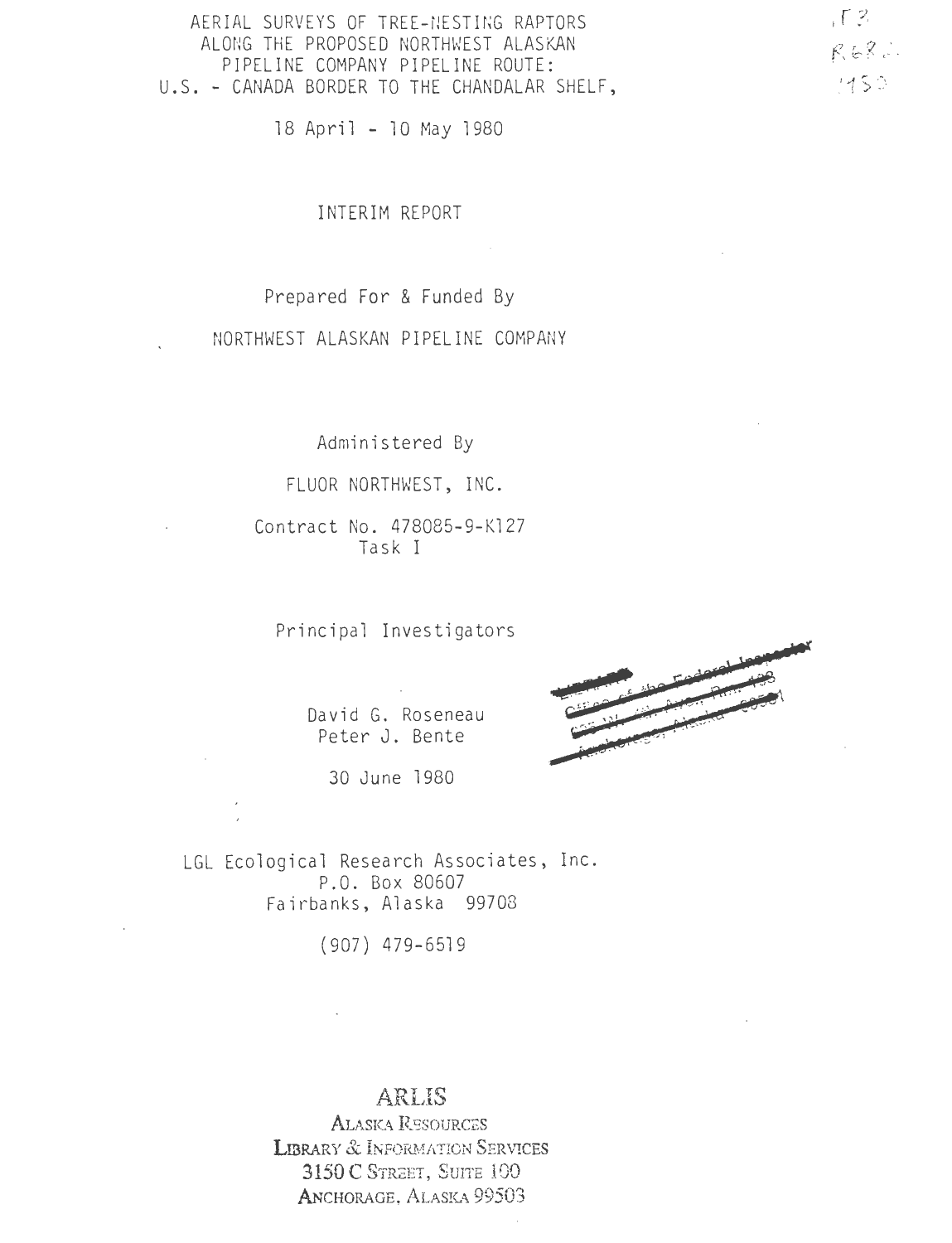# AERIAL SURVEYS OF TREE-NESTING RAPTORS ALONG THE PROPOSED NORTHWEST ALASKAN PIPELINE COMPANY PIPELINE ROUTE: U.S. - CANADA BORDER TO THE CHANDALAR SHELF,

18 April - 10 May 1980

INTERIM REPORT

Prepared For & Funded By

NORTHWEST ALASKAN PIPELINE COMPANY

Administered By

FLUOR NORTHWEST, INC.

Contract No. 478085-9-K127
Task I

Principal Investigators

David G. Roseneau
Peter J. Bente

30 June 1980

LGL Ecological Research Associates, Inc.
P.O. Box 80607
Fairbanks, Alaska 99708

(907) 479-6519

ARLIS
ALASKA RESOURCES
LIBRARY & INFORMATION SERVICES
3150 C STREET, SUITE 100
ANCHORAGE, ALASKA 99503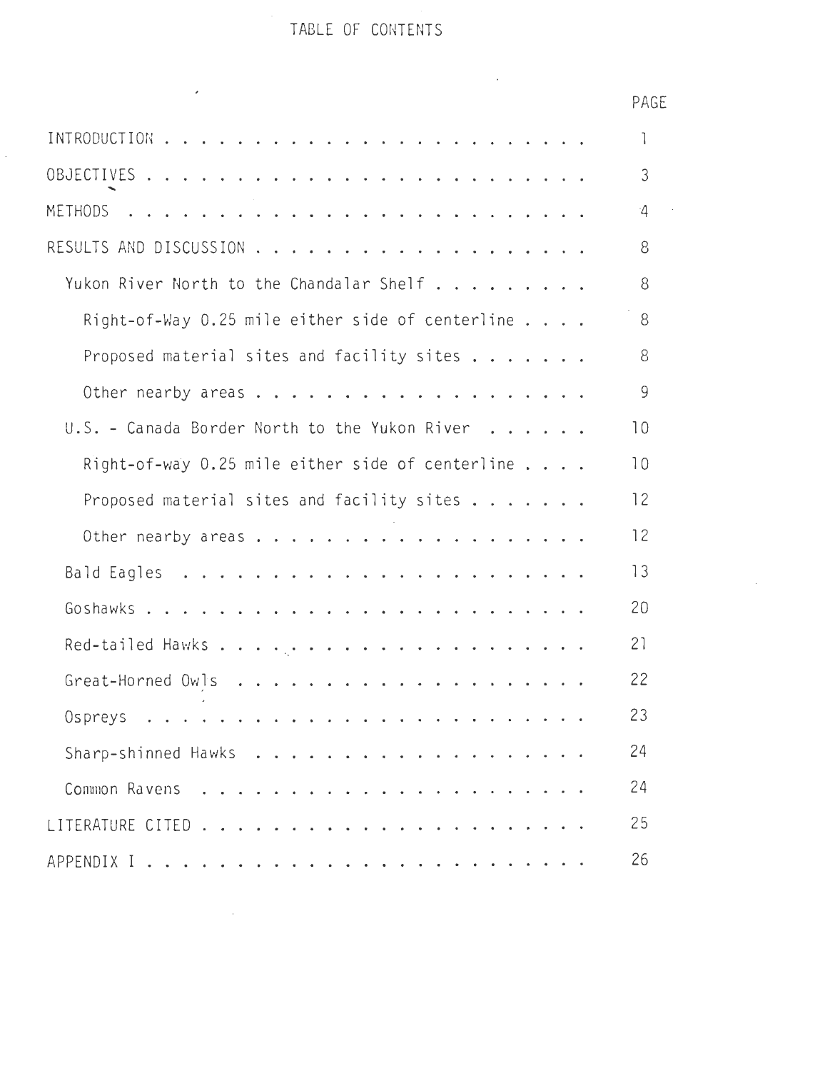# TABLE OF CONTENTS

| | PAGE |
|---|---|
| INTRODUCTION | 1 |
| OBJECTIVES | 3 |
| METHODS | 4 |
| RESULTS AND DISCUSSION | 8 |
| Yukon River North to the Chandalar Shelf | 8 |
| Right-of-Way 0.25 mile either side of centerline | 8 |
| Proposed material sites and facility sites | 8 |
| Other nearby areas | 9 |
| U.S. - Canada Border North to the Yukon River | 10 |
| Right-of-way 0.25 mile either side of centerline | 10 |
| Proposed material sites and facility sites | 12 |
| Other nearby areas | 12 |
| Bald Eagles | 13 |
| Goshawks | 20 |
| Red-tailed Hawks | 21 |
| Great-Horned Owls | 22 |
| Ospreys | 23 |
| Sharp-shinned Hawks | 24 |
| Common Ravens | 24 |
| LITERATURE CITED | 25 |
| APPENDIX I | 26 |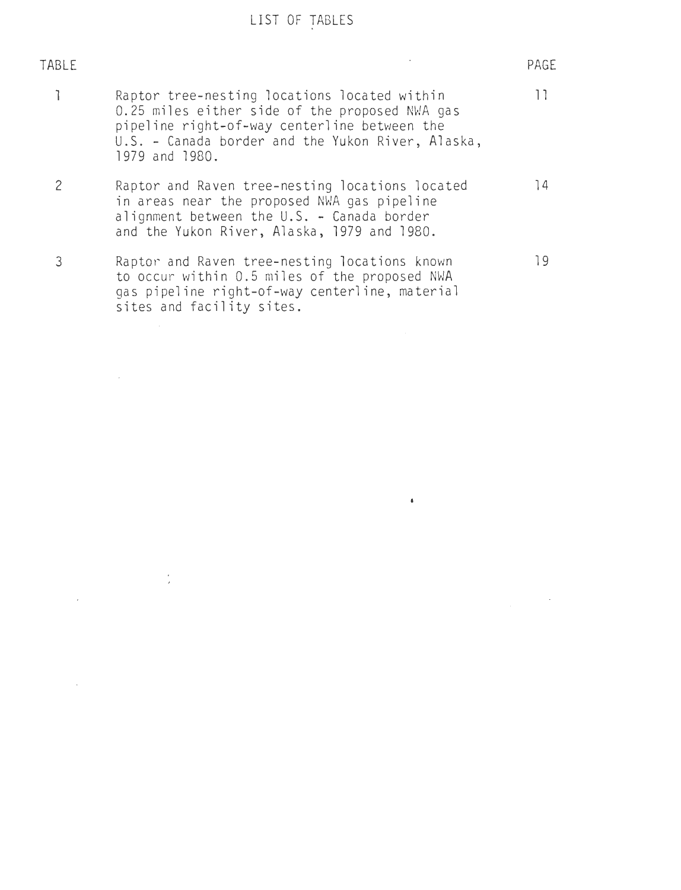# LIST OF TABLES

| TABLE | | PAGE |
|---|---|---|
| 1 | Raptor tree-nesting locations located within 0.25 miles either side of the proposed NWA gas pipeline right-of-way centerline between the U.S. - Canada border and the Yukon River, Alaska, 1979 and 1980. | 11 |
| 2 | Raptor and Raven tree-nesting locations located in areas near the proposed NWA gas pipeline alignment between the U.S. - Canada border and the Yukon River, Alaska, 1979 and 1980. | 14 |
| 3 | Raptor and Raven tree-nesting locations known to occur within 0.5 miles of the proposed NWA gas pipeline right-of-way centerline, material sites and facility sites. | 19 |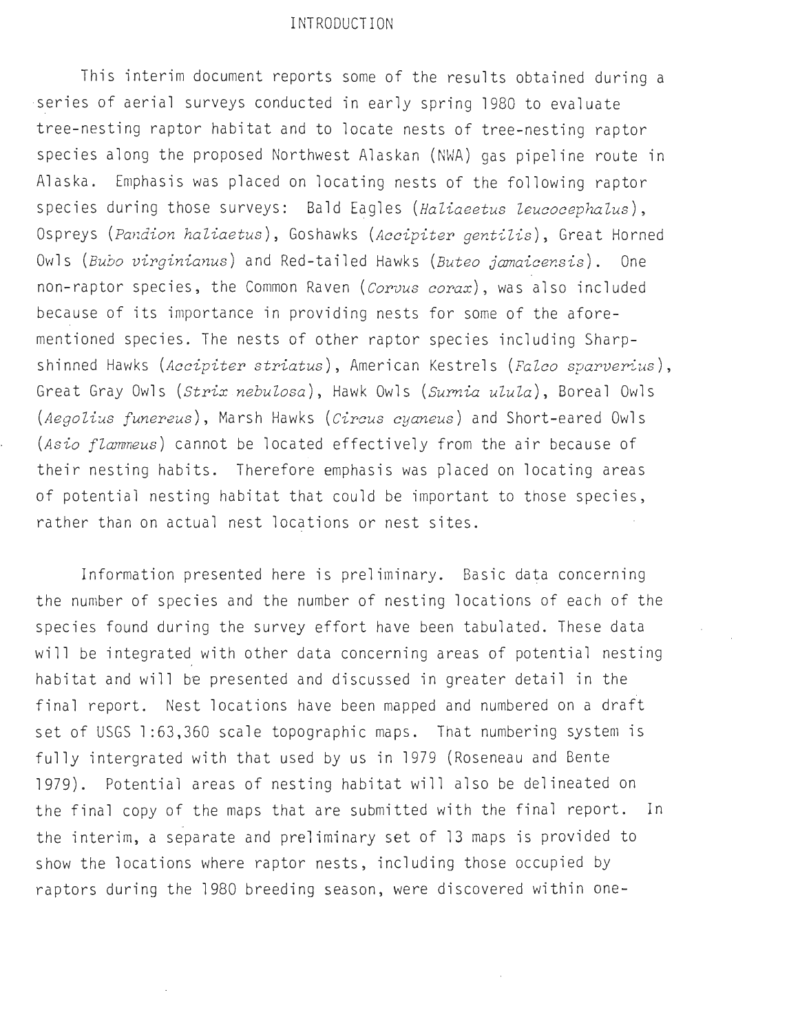# INTRODUCTION

This interim document reports some of the results obtained during a series of aerial surveys conducted in early spring 1980 to evaluate tree-nesting raptor habitat and to locate nests of tree-nesting raptor species along the proposed Northwest Alaskan (NWA) gas pipeline route in Alaska. Emphasis was placed on locating nests of the following raptor species during those surveys: Bald Eagles (*Haliaeetus leucocephalus*), Ospreys (*Pandion haliaetus*), Goshawks (*Accipiter gentilis*), Great Horned Owls (*Bubo virginianus*) and Red-tailed Hawks (*Buteo jamaicensis*). One non-raptor species, the Common Raven (*Corvus corax*), was also included because of its importance in providing nests for some of the aforementioned species. The nests of other raptor species including Sharp-shinned Hawks (*Accipiter striatus*), American Kestrels (*Falco sparverius*), Great Gray Owls (*Strix nebulosa*), Hawk Owls (*Surnia ulula*), Boreal Owls (*Aegolius funereus*), Marsh Hawks (*Circus cyaneus*) and Short-eared Owls (*Asio flammeus*) cannot be located effectively from the air because of their nesting habits. Therefore emphasis was placed on locating areas of potential nesting habitat that could be important to those species, rather than on actual nest locations or nest sites.

Information presented here is preliminary. Basic data concerning the number of species and the number of nesting locations of each of the species found during the survey effort have been tabulated. These data will be integrated with other data concerning areas of potential nesting habitat and will be presented and discussed in greater detail in the final report. Nest locations have been mapped and numbered on a draft set of USGS 1:63,360 scale topographic maps. That numbering system is fully intergrated with that used by us in 1979 (Roseneau and Bente 1979). Potential areas of nesting habitat will also be delineated on the final copy of the maps that are submitted with the final report. In the interim, a separate and preliminary set of 13 maps is provided to show the locations where raptor nests, including those occupied by raptors during the 1980 breeding season, were discovered within one-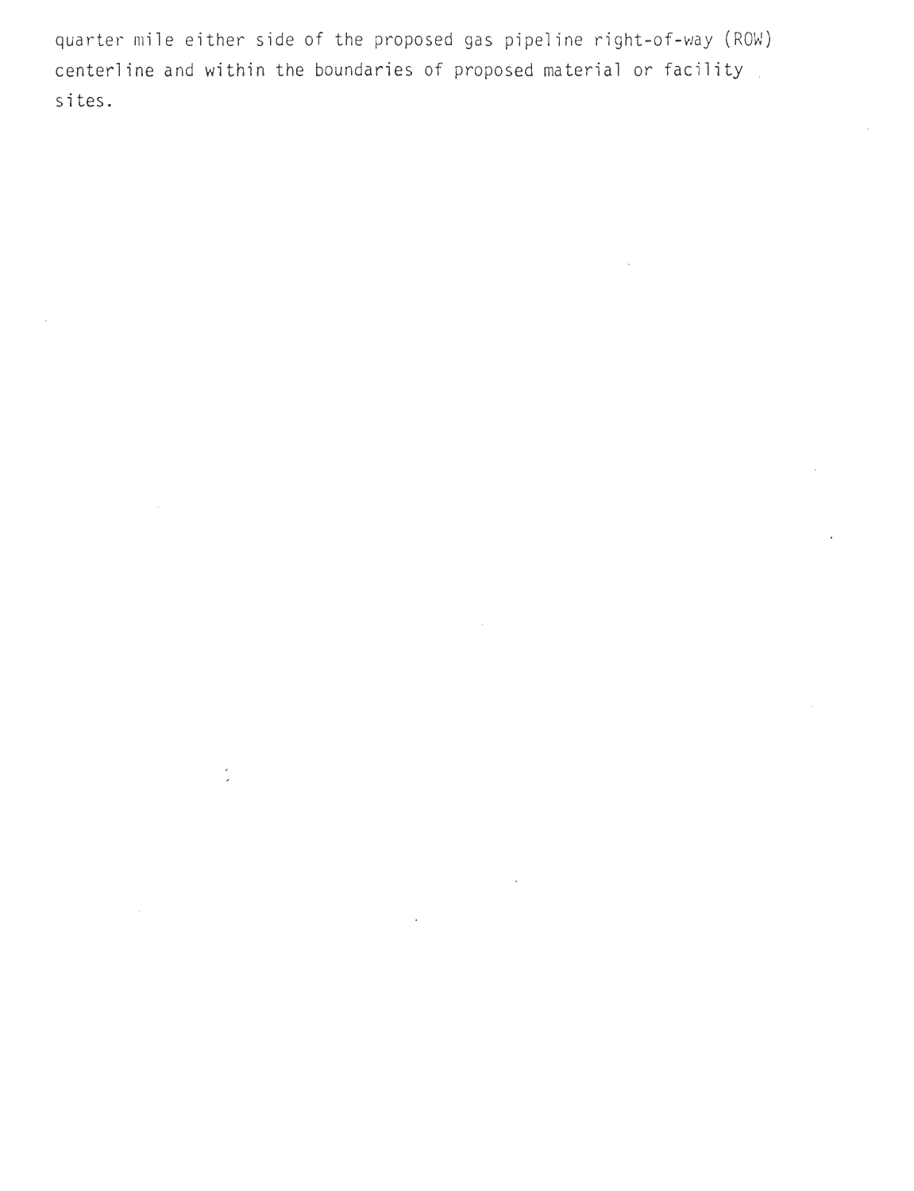quarter mile either side of the proposed gas pipeline right-of-way (ROW) centerline and within the boundaries of proposed material or facility sites.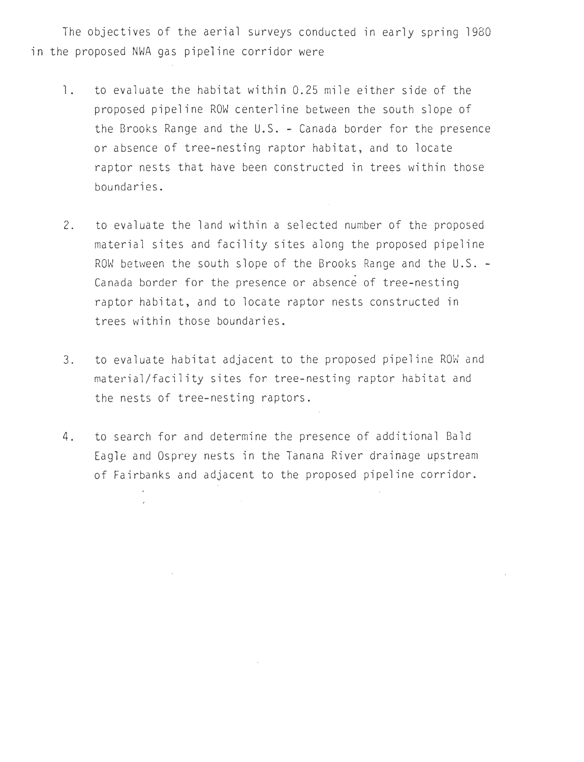The objectives of the aerial surveys conducted in early spring 1980 in the proposed NWA gas pipeline corridor were

1. to evaluate the habitat within 0.25 mile either side of the proposed pipeline ROW centerline between the south slope of the Brooks Range and the U.S. - Canada border for the presence or absence of tree-nesting raptor habitat, and to locate raptor nests that have been constructed in trees within those boundaries.

2. to evaluate the land within a selected number of the proposed material sites and facility sites along the proposed pipeline ROW between the south slope of the Brooks Range and the U.S. - Canada border for the presence or absence of tree-nesting raptor habitat, and to locate raptor nests constructed in trees within those boundaries.

3. to evaluate habitat adjacent to the proposed pipeline ROW and material/facility sites for tree-nesting raptor habitat and the nests of tree-nesting raptors.

4. to search for and determine the presence of additional Bald Eagle and Osprey nests in the Tanana River drainage upstream of Fairbanks and adjacent to the proposed pipeline corridor.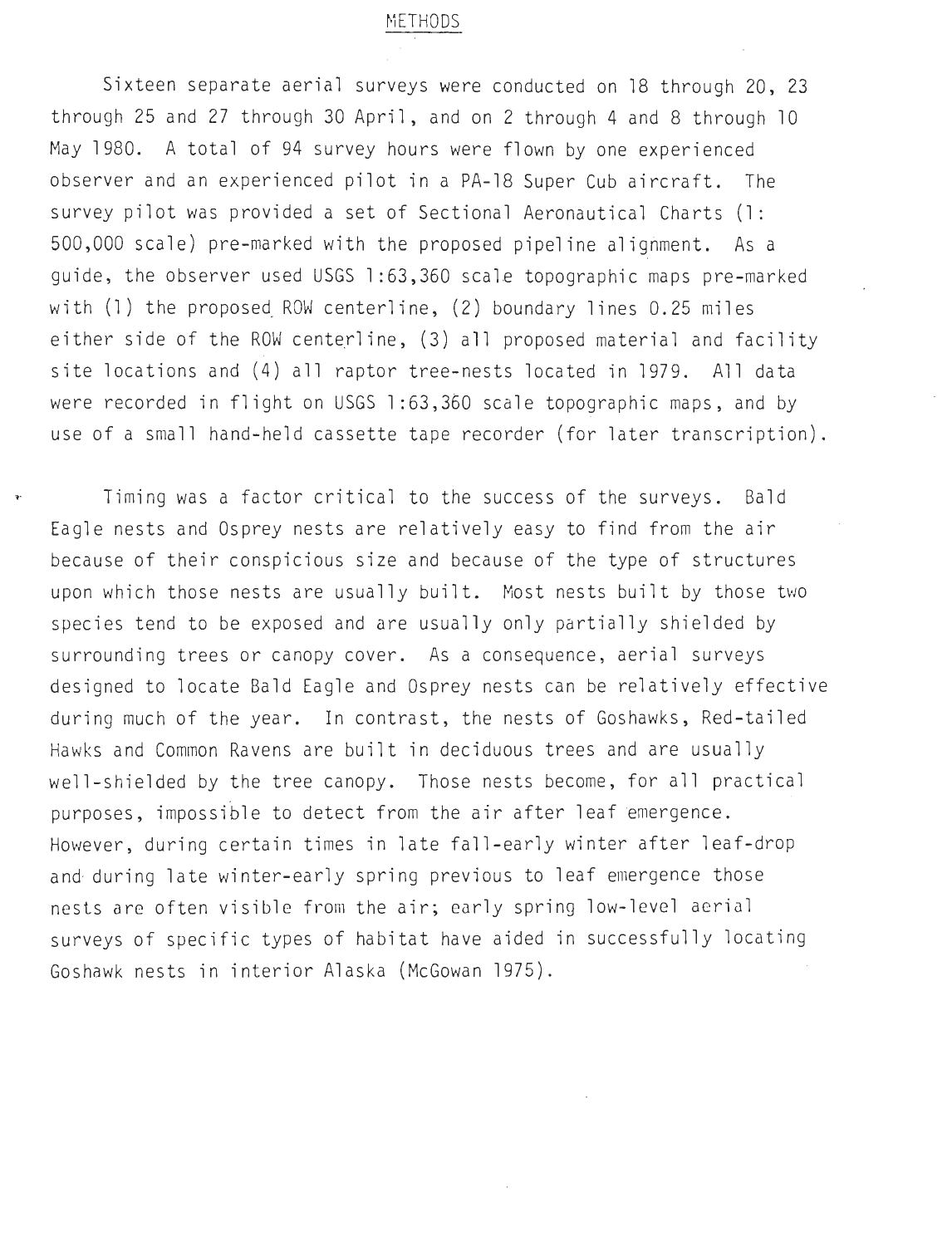# METHODS

Sixteen separate aerial surveys were conducted on 18 through 20, 23 through 25 and 27 through 30 April, and on 2 through 4 and 8 through 10 May 1980. A total of 94 survey hours were flown by one experienced observer and an experienced pilot in a PA-18 Super Cub aircraft. The survey pilot was provided a set of Sectional Aeronautical Charts (1: 500,000 scale) pre-marked with the proposed pipeline alignment. As a guide, the observer used USGS 1:63,360 scale topographic maps pre-marked with (1) the proposed ROW centerline, (2) boundary lines 0.25 miles either side of the ROW centerline, (3) all proposed material and facility site locations and (4) all raptor tree-nests located in 1979. All data were recorded in flight on USGS 1:63,360 scale topographic maps, and by use of a small hand-held cassette tape recorder (for later transcription).

Timing was a factor critical to the success of the surveys. Bald Eagle nests and Osprey nests are relatively easy to find from the air because of their conspicious size and because of the type of structures upon which those nests are usually built. Most nests built by those two species tend to be exposed and are usually only partially shielded by surrounding trees or canopy cover. As a consequence, aerial surveys designed to locate Bald Eagle and Osprey nests can be relatively effective during much of the year. In contrast, the nests of Goshawks, Red-tailed Hawks and Common Ravens are built in deciduous trees and are usually well-shielded by the tree canopy. Those nests become, for all practical purposes, impossible to detect from the air after leaf emergence. However, during certain times in late fall-early winter after leaf-drop and during late winter-early spring previous to leaf emergence those nests are often visible from the air; early spring low-level aerial surveys of specific types of habitat have aided in successfully locating Goshawk nests in interior Alaska (McGowan 1975).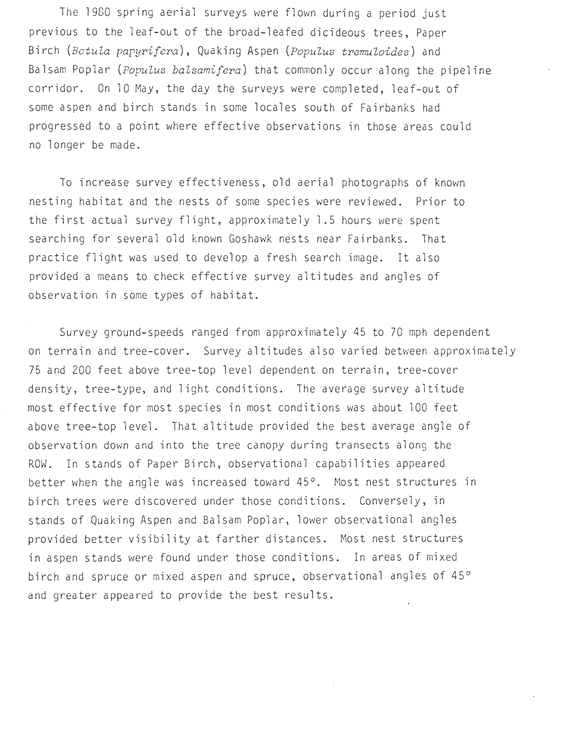The 1980 spring aerial surveys were flown during a period just previous to the leaf-out of the broad-leafed dicideous trees, Paper Birch (*Betula papyrifera*), Quaking Aspen (*Populus tremuloides*) and Balsam Poplar (*Populus balsamifera*) that commonly occur along the pipeline corridor. On 10 May, the day the surveys were completed, leaf-out of some aspen and birch stands in some locales south of Fairbanks had progressed to a point where effective observations in those areas could no longer be made.

To increase survey effectiveness, old aerial photographs of known nesting habitat and the nests of some species were reviewed. Prior to the first actual survey flight, approximately 1.5 hours were spent searching for several old known Goshawk nests near Fairbanks. That practice flight was used to develop a fresh search image. It also provided a means to check effective survey altitudes and angles of observation in some types of habitat.

Survey ground-speeds ranged from approximately 45 to 70 mph dependent on terrain and tree-cover. Survey altitudes also varied between approximately 75 and 200 feet above tree-top level dependent on terrain, tree-cover density, tree-type, and light conditions. The average survey altitude most effective for most species in most conditions was about 100 feet above tree-top level. That altitude provided the best average angle of observation down and into the tree canopy during transects along the ROW. In stands of Paper Birch, observational capabilities appeared better when the angle was increased toward 45°. Most nest structures in birch trees were discovered under those conditions. Conversely, in stands of Quaking Aspen and Balsam Poplar, lower observational angles provided better visibility at farther distances. Most nest structures in aspen stands were found under those conditions. In areas of mixed birch and spruce or mixed aspen and spruce, observational angles of 45° and greater appeared to provide the best results.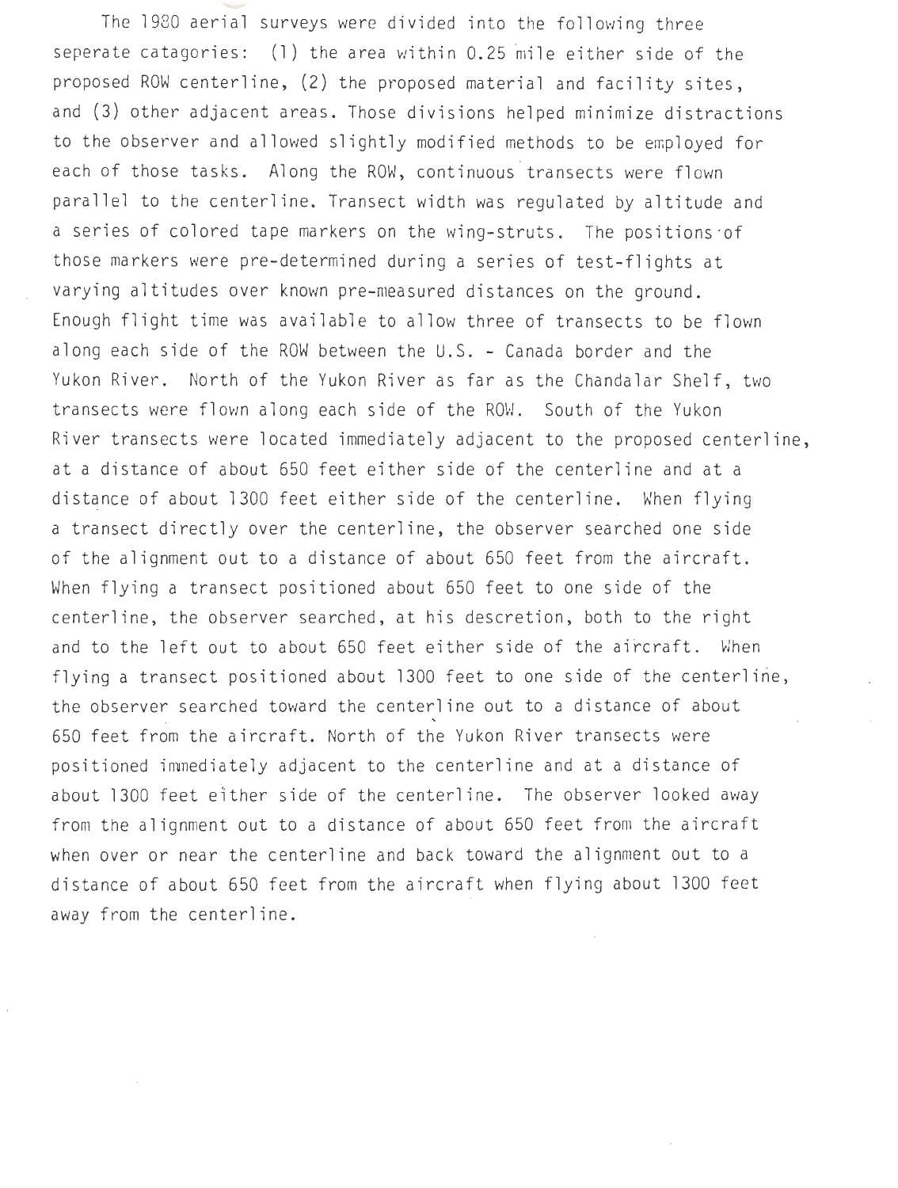The 1980 aerial surveys were divided into the following three seperate catagories: (1) the area within 0.25 mile either side of the proposed ROW centerline, (2) the proposed material and facility sites, and (3) other adjacent areas. Those divisions helped minimize distractions to the observer and allowed slightly modified methods to be employed for each of those tasks. Along the ROW, continuous transects were flown parallel to the centerline. Transect width was regulated by altitude and a series of colored tape markers on the wing-struts. The positions of those markers were pre-determined during a series of test-flights at varying altitudes over known pre-measured distances on the ground. Enough flight time was available to allow three of transects to be flown along each side of the ROW between the U.S. - Canada border and the Yukon River. North of the Yukon River as far as the Chandalar Shelf, two transects were flown along each side of the ROW. South of the Yukon River transects were located immediately adjacent to the proposed centerline, at a distance of about 650 feet either side of the centerline and at a distance of about 1300 feet either side of the centerline. When flying a transect directly over the centerline, the observer searched one side of the alignment out to a distance of about 650 feet from the aircraft. When flying a transect positioned about 650 feet to one side of the centerline, the observer searched, at his descretion, both to the right and to the left out to about 650 feet either side of the aircraft. When flying a transect positioned about 1300 feet to one side of the centerline, the observer searched toward the centerline out to a distance of about 650 feet from the aircraft. North of the Yukon River transects were positioned immediately adjacent to the centerline and at a distance of about 1300 feet either side of the centerline. The observer looked away from the alignment out to a distance of about 650 feet from the aircraft when over or near the centerline and back toward the alignment out to a distance of about 650 feet from the aircraft when flying about 1300 feet away from the centerline.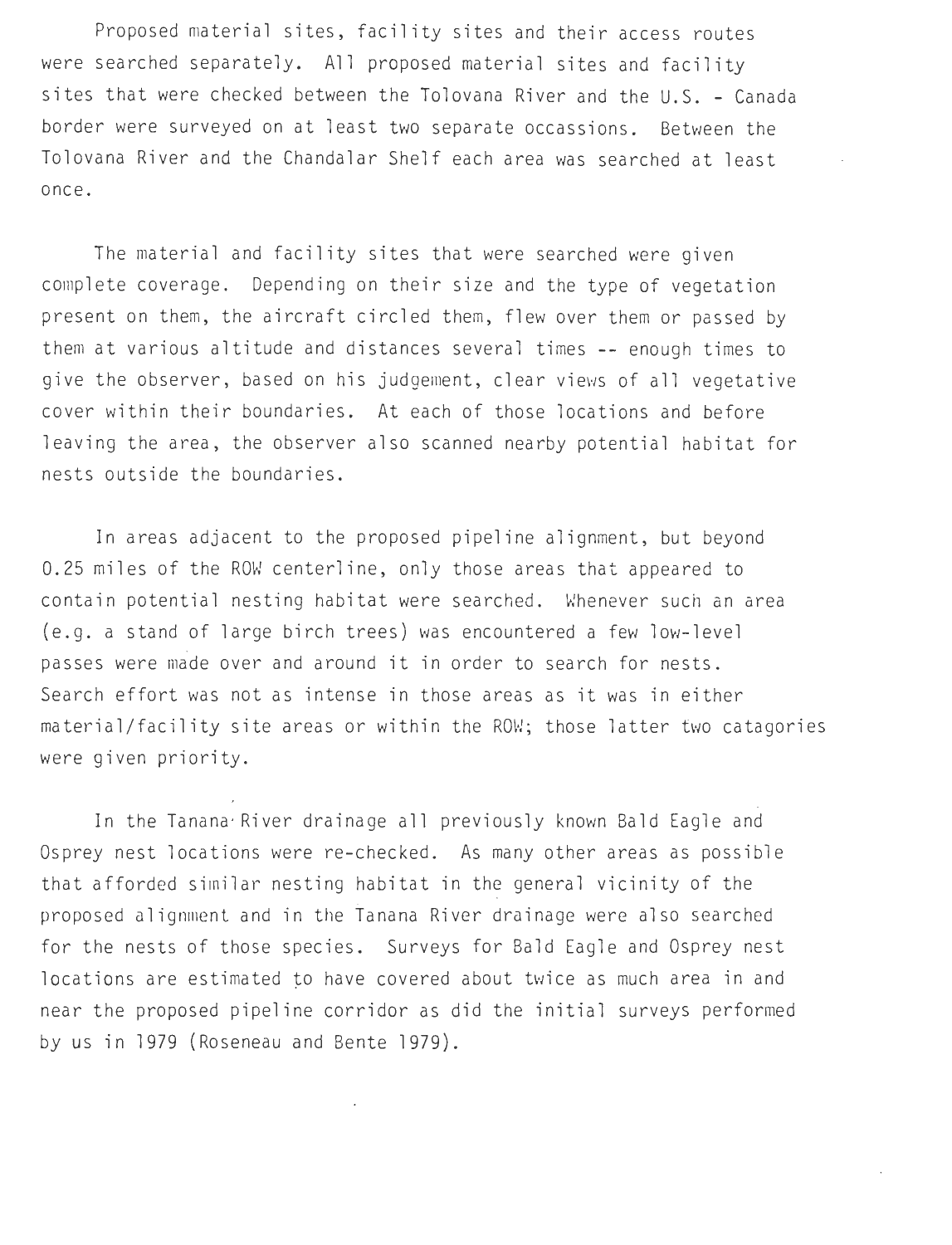Proposed material sites, facility sites and their access routes were searched separately. All proposed material sites and facility sites that were checked between the Tolovana River and the U.S. - Canada border were surveyed on at least two separate occassions. Between the Tolovana River and the Chandalar Shelf each area was searched at least once.

The material and facility sites that were searched were given complete coverage. Depending on their size and the type of vegetation present on them, the aircraft circled them, flew over them or passed by them at various altitude and distances several times -- enough times to give the observer, based on his judgement, clear views of all vegetative cover within their boundaries. At each of those locations and before leaving the area, the observer also scanned nearby potential habitat for nests outside the boundaries.

In areas adjacent to the proposed pipeline alignment, but beyond 0.25 miles of the ROW centerline, only those areas that appeared to contain potential nesting habitat were searched. Whenever such an area (e.g. a stand of large birch trees) was encountered a few low-level passes were made over and around it in order to search for nests. Search effort was not as intense in those areas as it was in either material/facility site areas or within the ROW; those latter two catagories were given priority.

In the Tanana River drainage all previously known Bald Eagle and Osprey nest locations were re-checked. As many other areas as possible that afforded similar nesting habitat in the general vicinity of the proposed alignment and in the Tanana River drainage were also searched for the nests of those species. Surveys for Bald Eagle and Osprey nest locations are estimated to have covered about twice as much area in and near the proposed pipeline corridor as did the initial surveys performed by us in 1979 (Roseneau and Bente 1979).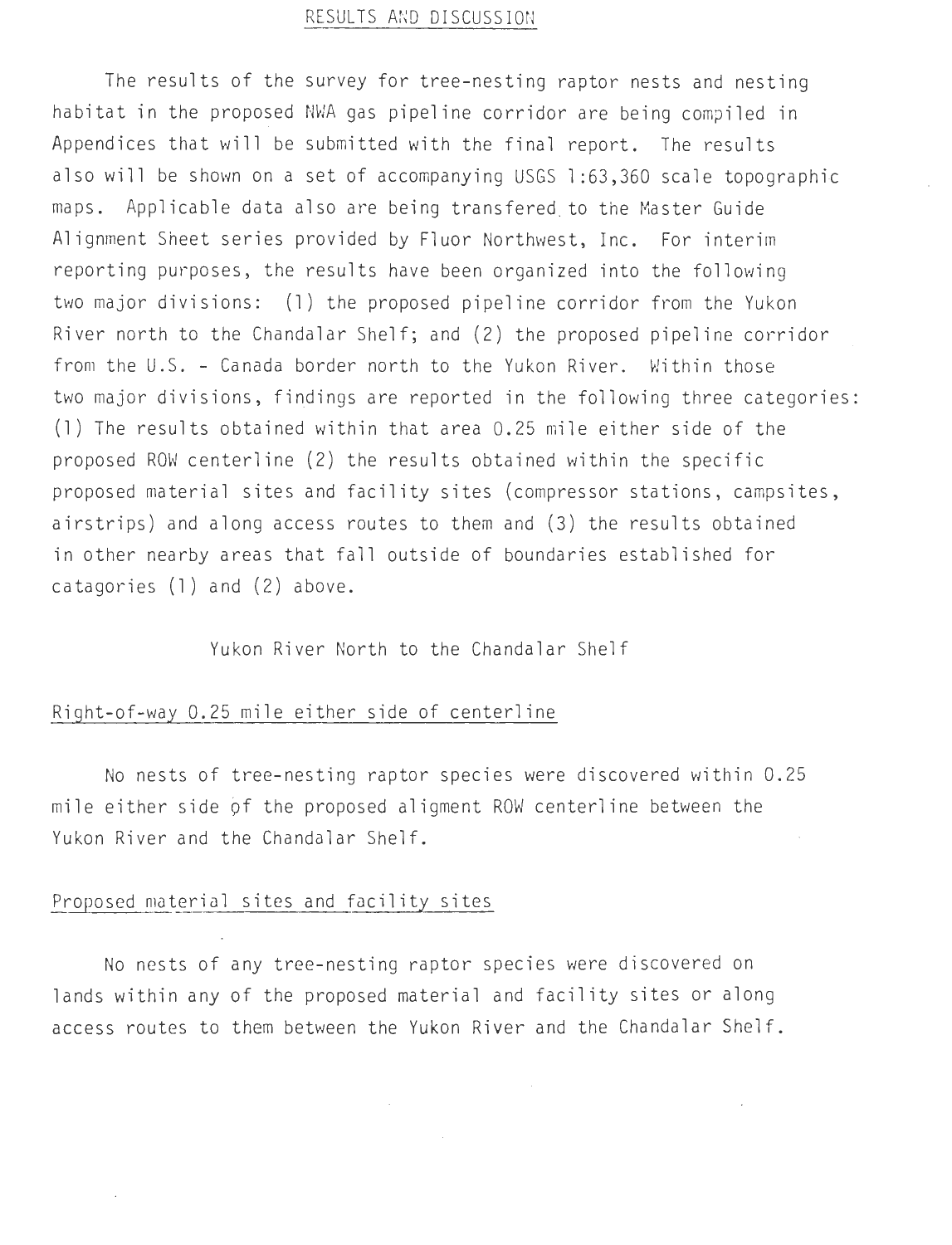# RESULTS AND DISCUSSION

The results of the survey for tree-nesting raptor nests and nesting habitat in the proposed NWA gas pipeline corridor are being compiled in Appendices that will be submitted with the final report. The results also will be shown on a set of accompanying USGS 1:63,360 scale topographic maps. Applicable data also are being transfered to the Master Guide Alignment Sheet series provided by Fluor Northwest, Inc. For interim reporting purposes, the results have been organized into the following two major divisions: (1) the proposed pipeline corridor from the Yukon River north to the Chandalar Shelf; and (2) the proposed pipeline corridor from the U.S. - Canada border north to the Yukon River. Within those two major divisions, findings are reported in the following three categories: (1) The results obtained within that area 0.25 mile either side of the proposed ROW centerline (2) the results obtained within the specific proposed material sites and facility sites (compressor stations, campsites, airstrips) and along access routes to them and (3) the results obtained in other nearby areas that fall outside of boundaries established for catagories (1) and (2) above.

## Yukon River North to the Chandalar Shelf

### Right-of-way 0.25 mile either side of centerline

No nests of tree-nesting raptor species were discovered within 0.25 mile either side of the proposed aligment ROW centerline between the Yukon River and the Chandalar Shelf.

### Proposed material sites and facility sites

No nests of any tree-nesting raptor species were discovered on lands within any of the proposed material and facility sites or along access routes to them between the Yukon River and the Chandalar Shelf.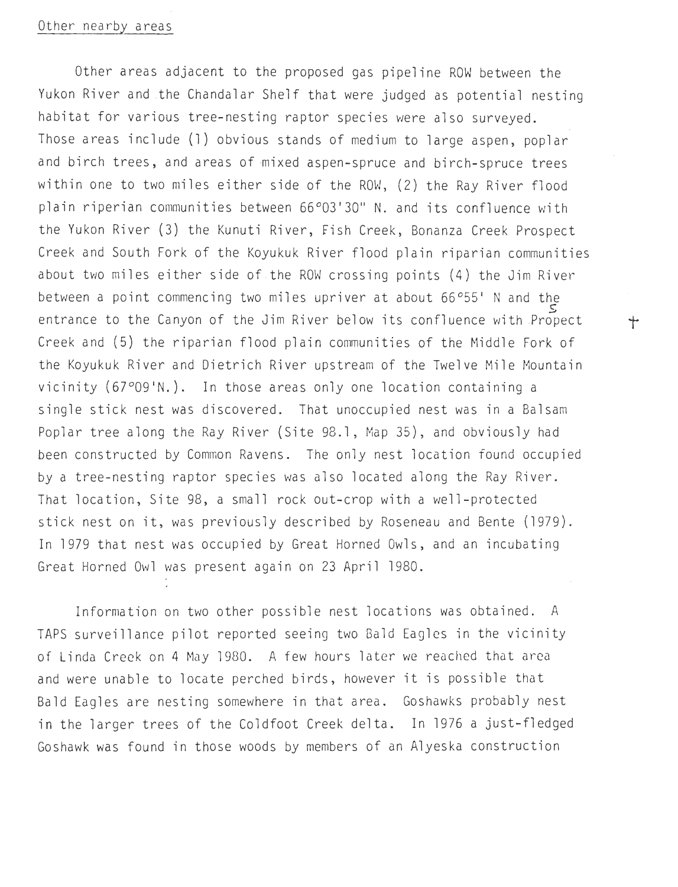Other nearby areas

Other areas adjacent to the proposed gas pipeline ROW between the Yukon River and the Chandalar Shelf that were judged as potential nesting habitat for various tree-nesting raptor species were also surveyed. Those areas include (1) obvious stands of medium to large aspen, poplar and birch trees, and areas of mixed aspen-spruce and birch-spruce trees within one to two miles either side of the ROW, (2) the Ray River flood plain riperian communities between 66°03'30" N. and its confluence with the Yukon River (3) the Kunuti River, Fish Creek, Bonanza Creek Prospect Creek and South Fork of the Koyukuk River flood plain riparian communities about two miles either side of the ROW crossing points (4) the Jim River between a point commencing two miles upriver at about 66°55' N and the entrance to the Canyon of the Jim River below its confluence with Prospect Creek and (5) the riparian flood plain communities of the Middle Fork of the Koyukuk River and Dietrich River upstream of the Twelve Mile Mountain vicinity (67°09'N.). In those areas only one location containing a single stick nest was discovered. That unoccupied nest was in a Balsam Poplar tree along the Ray River (Site 98.1, Map 35), and obviously had been constructed by Common Ravens. The only nest location found occupied by a tree-nesting raptor species was also located along the Ray River. That location, Site 98, a small rock out-crop with a well-protected stick nest on it, was previously described by Roseneau and Bente (1979). In 1979 that nest was occupied by Great Horned Owls, and an incubating Great Horned Owl was present again on 23 April 1980.

Information on two other possible nest locations was obtained. A TAPS surveillance pilot reported seeing two Bald Eagles in the vicinity of Linda Creek on 4 May 1980. A few hours later we reached that area and were unable to locate perched birds, however it is possible that Bald Eagles are nesting somewhere in that area. Goshawks probably nest in the larger trees of the Coldfoot Creek delta. In 1976 a just-fledged Goshawk was found in those woods by members of an Alyeska construction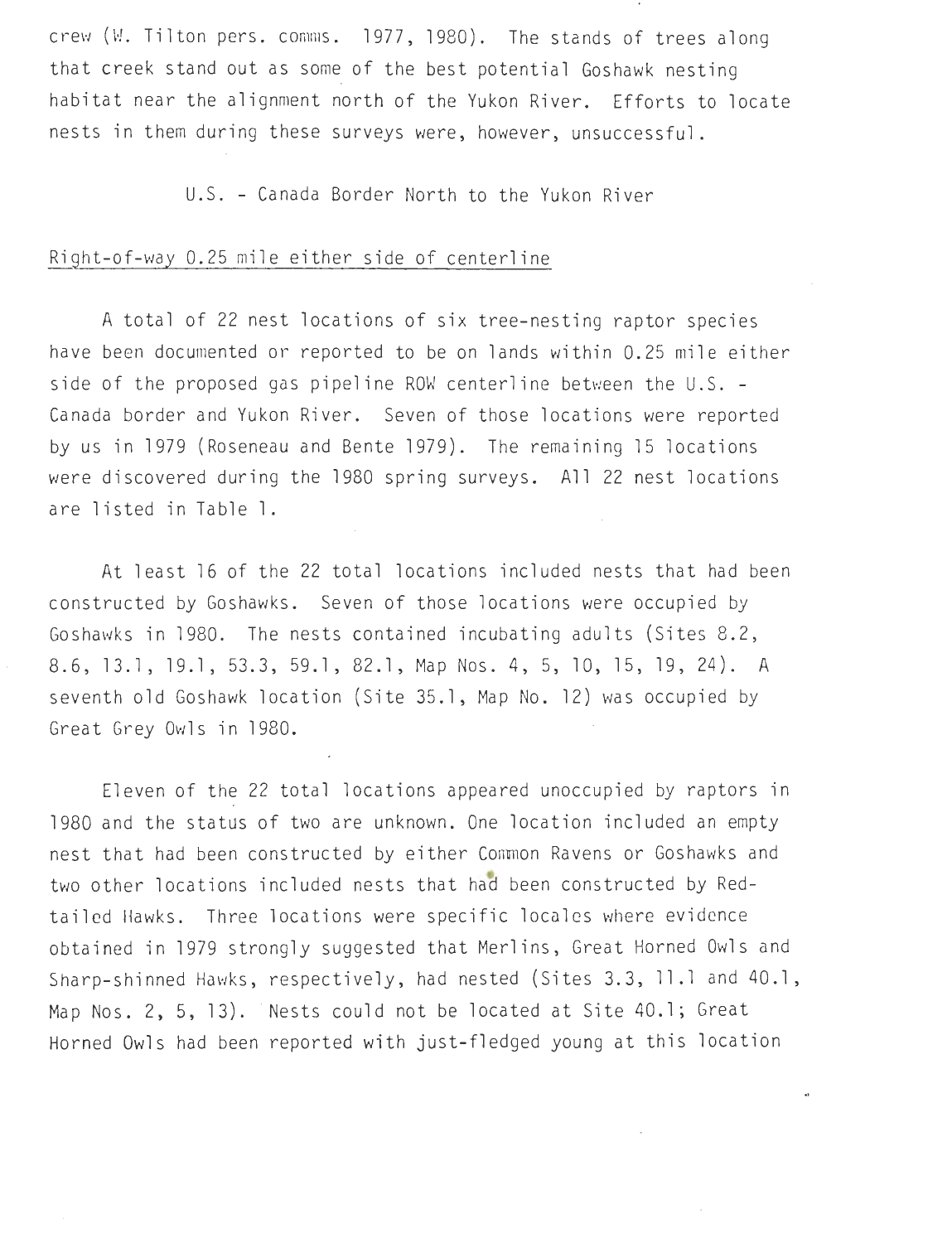crew (W. Tilton pers. comms. 1977, 1980). The stands of trees along that creek stand out as some of the best potential Goshawk nesting habitat near the alignment north of the Yukon River. Efforts to locate nests in them during these surveys were, however, unsuccessful.

## U.S. - Canada Border North to the Yukon River

### Right-of-way 0.25 mile either side of centerline

A total of 22 nest locations of six tree-nesting raptor species have been documented or reported to be on lands within 0.25 mile either side of the proposed gas pipeline ROW centerline between the U.S. - Canada border and Yukon River. Seven of those locations were reported by us in 1979 (Roseneau and Bente 1979). The remaining 15 locations were discovered during the 1980 spring surveys. All 22 nest locations are listed in Table 1.

At least 16 of the 22 total locations included nests that had been constructed by Goshawks. Seven of those locations were occupied by Goshawks in 1980. The nests contained incubating adults (Sites 8.2, 8.6, 13.1, 19.1, 53.3, 59.1, 82.1, Map Nos. 4, 5, 10, 15, 19, 24). A seventh old Goshawk location (Site 35.1, Map No. 12) was occupied by Great Grey Owls in 1980.

Eleven of the 22 total locations appeared unoccupied by raptors in 1980 and the status of two are unknown. One location included an empty nest that had been constructed by either Common Ravens or Goshawks and two other locations included nests that had been constructed by Red-tailed Hawks. Three locations were specific locales where evidence obtained in 1979 strongly suggested that Merlins, Great Horned Owls and Sharp-shinned Hawks, respectively, had nested (Sites 3.3, 11.1 and 40.1, Map Nos. 2, 5, 13). Nests could not be located at Site 40.1; Great Horned Owls had been reported with just-fledged young at this location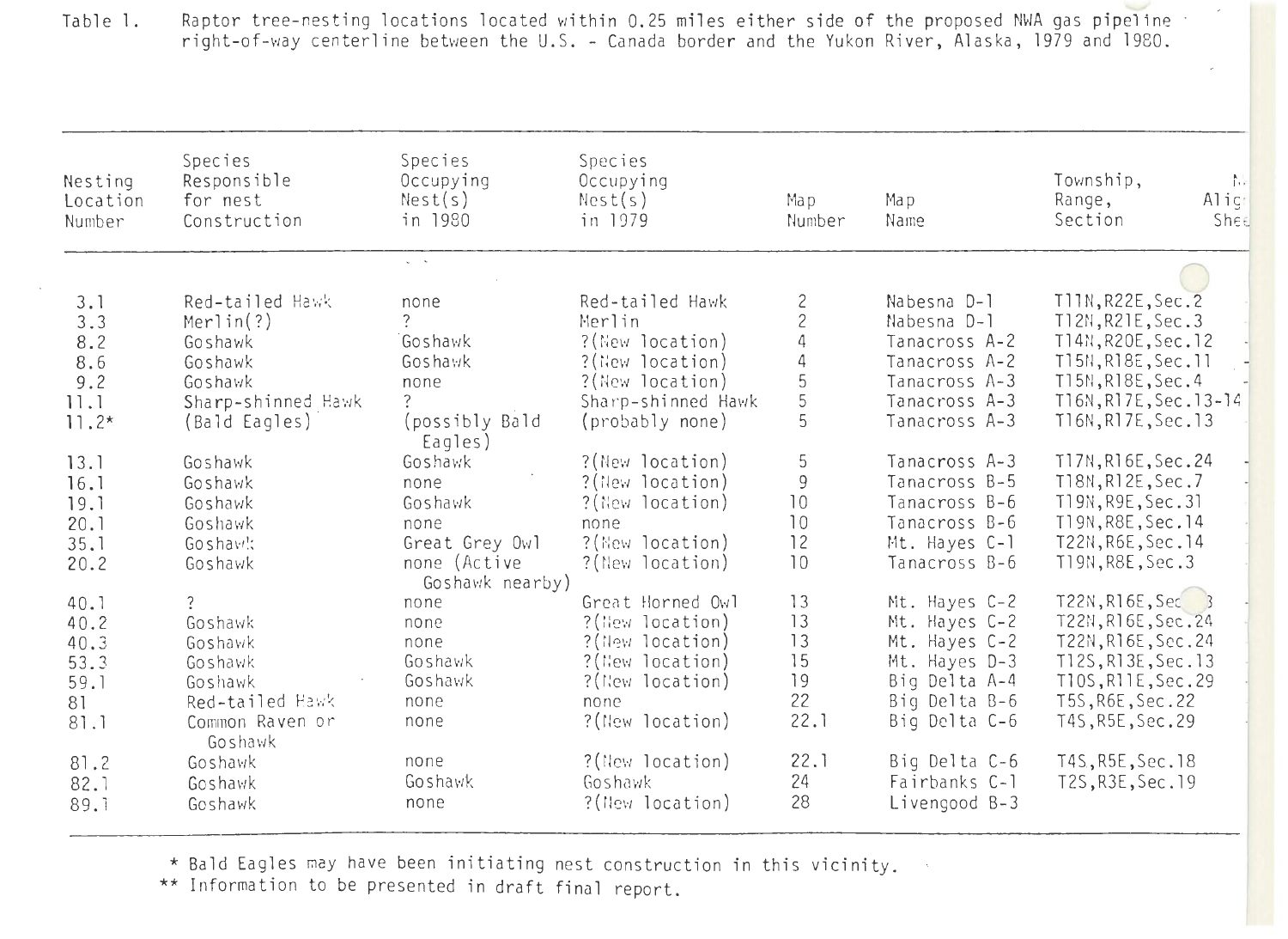Table 1. Raptor tree-nesting locations located within 0.25 miles either side of the proposed NWA gas pipeline right-of-way centerline between the U.S. - Canada border and the Yukon River, Alaska, 1979 and 1980.

| Nesting Location Number | Species Responsible for nest Construction | Species Occupying Nest(s) in 1980 | Species Occupying Nest(s) in 1979 | Map Number | Map Name | Township, Range, Section | N. Alig. Shee |
|---|---|---|---|---|---|---|---|
| 3.1 | Red-tailed Hawk | none | Red-tailed Hawk | 2 | Nabesna D-1 | T11N,R22E,Sec.2 | |
| 3.3 | Merlin(?) | ? | Merlin | 2 | Nabesna D-1 | T12N,R21E,Sec.3 | |
| 8.2 | Goshawk | Goshawk | ?(New location) | 4 | Tanacross A-2 | T14N,R20E,Sec.12 | - |
| 8.6 | Goshawk | Goshawk | ?(New location) | 4 | Tanacross A-2 | T15N,R18E,Sec.11 | - |
| 9.2 | Goshawk | none | ?(New location) | 5 | Tanacross A-3 | T15N,R18E,Sec.4 | - |
| 11.1 | Sharp-shinned Hawk | ? | Sharp-shinned Hawk | 5 | Tanacross A-3 | T16N,R17E,Sec.13-14 | |
| 11.2* | (Bald Eagles) | (possibly Bald Eagles) | (probably none) | 5 | Tanacross A-3 | T16N,R17E,Sec.13 | |
| 13.1 | Goshawk | Goshawk | ?(New location) | 5 | Tanacross A-3 | T17N,R16E,Sec.24 | - |
| 16.1 | Goshawk | none | ?(New location) | 9 | Tanacross B-5 | T18N,R12E,Sec.7 | - |
| 19.1 | Goshawk | Goshawk | ?(New location) | 10 | Tanacross B-6 | T19N,R9E,Sec.31 | - |
| 20.1 | Goshawk | none | none | 10 | Tanacross B-6 | T19N,R8E,Sec.14 | - |
| 35.1 | Goshawk | Great Grey Owl | ?(New location) | 12 | Mt. Hayes C-1 | T22N,R6E,Sec.14 | - |
| 20.2 | Goshawk | none (Active Goshawk nearby) | ?(New location) | 10 | Tanacross B-6 | T19N,R8E,Sec.3 | |
| 40.1 | ? | none | Great Horned Owl | 13 | Mt. Hayes C-2 | T22N,R16E,Sec. 3 | - |
| 40.2 | Goshawk | none | ?(New location) | 13 | Mt. Hayes C-2 | T22N,R16E,Sec.24 | - |
| 40.3 | Goshawk | none | ?(New location) | 13 | Mt. Hayes C-2 | T22N,R16E,Sec.24 | - |
| 53.3 | Goshawk | Goshawk | ?(New location) | 15 | Mt. Hayes D-3 | T12S,R13E,Sec.13 | - |
| 59.1 | Goshawk | Goshawk | ?(New location) | 19 | Big Delta A-4 | T10S,R11E,Sec.29 | - |
| 81 | Red-tailed Hawk | none | none | 22 | Big Delta B-6 | T5S,R6E,Sec.22 | - |
| 81.1 | Common Raven or Goshawk | none | ?(New location) | 22.1 | Big Delta C-6 | T4S,R5E,Sec.29 | - |
| 81.2 | Goshawk | none | ?(New location) | 22.1 | Big Delta C-6 | T4S,R5E,Sec.18 | - |
| 82.1 | Goshawk | Goshawk | Goshawk | 24 | Fairbanks C-1 | T2S,R3E,Sec.19 | - |
| 89.1 | Goshawk | none | ?(New location) | 28 | Livengood B-3 | | |

\* Bald Eagles may have been initiating nest construction in this vicinity.

\** Information to be presented in draft final report.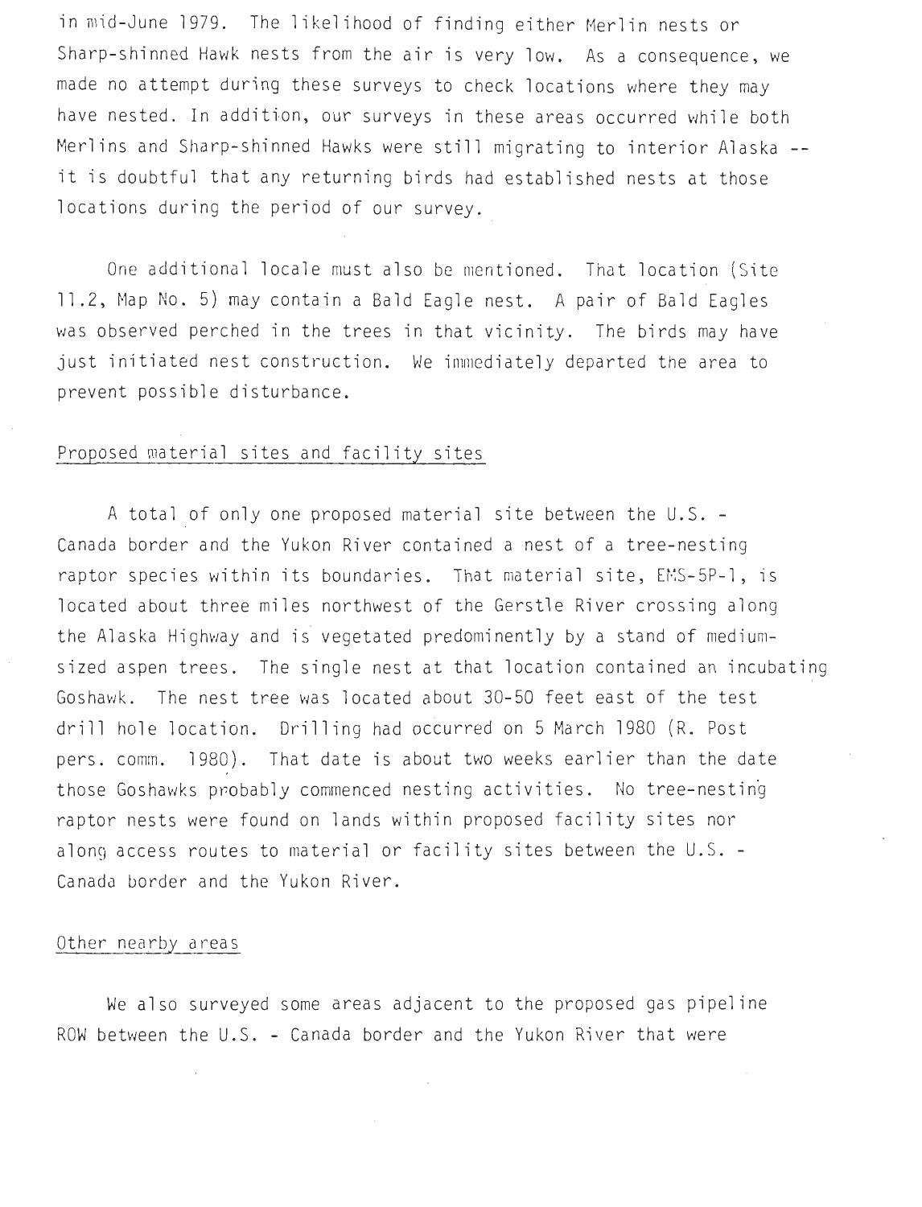in mid-June 1979. The likelihood of finding either Merlin nests or Sharp-shinned Hawk nests from the air is very low. As a consequence, we made no attempt during these surveys to check locations where they may have nested. In addition, our surveys in these areas occurred while both Merlins and Sharp-shinned Hawks were still migrating to interior Alaska -- it is doubtful that any returning birds had established nests at those locations during the period of our survey.

One additional locale must also be mentioned. That location (Site 11.2, Map No. 5) may contain a Bald Eagle nest. A pair of Bald Eagles was observed perched in the trees in that vicinity. The birds may have just initiated nest construction. We immediately departed the area to prevent possible disturbance.

## Proposed material sites and facility sites

A total of only one proposed material site between the U.S. - Canada border and the Yukon River contained a nest of a tree-nesting raptor species within its boundaries. That material site, EMS-5P-1, is located about three miles northwest of the Gerstle River crossing along the Alaska Highway and is vegetated predominently by a stand of medium-sized aspen trees. The single nest at that location contained an incubating Goshawk. The nest tree was located about 30-50 feet east of the test drill hole location. Drilling had occurred on 5 March 1980 (R. Post pers. comm. 1980). That date is about two weeks earlier than the date those Goshawks probably commenced nesting activities. No tree-nesting raptor nests were found on lands within proposed facility sites nor along access routes to material or facility sites between the U.S. - Canada border and the Yukon River.

## Other nearby areas

We also surveyed some areas adjacent to the proposed gas pipeline ROW between the U.S. - Canada border and the Yukon River that were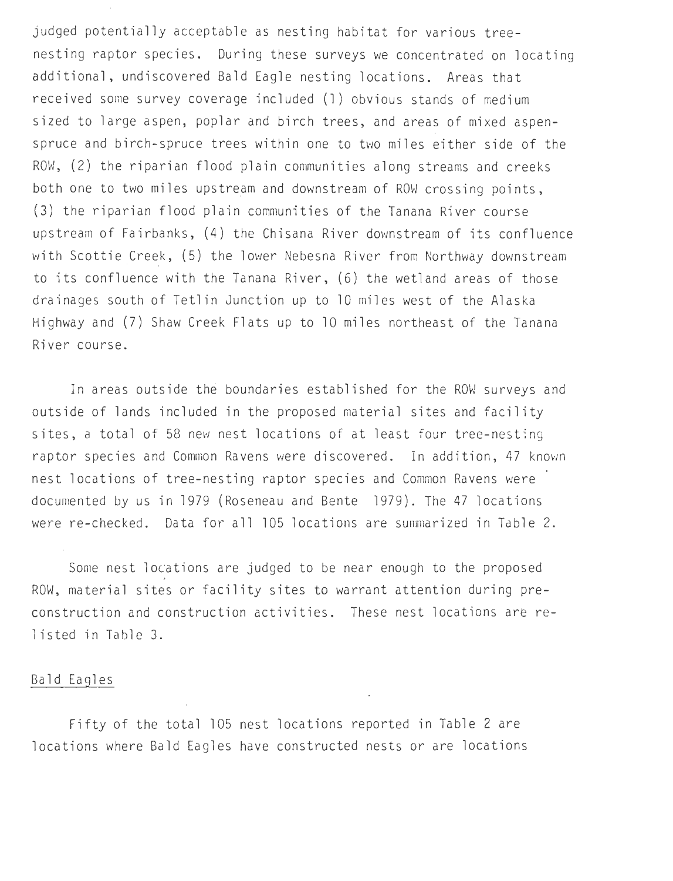judged potentially acceptable as nesting habitat for various tree-nesting raptor species. During these surveys we concentrated on locating additional, undiscovered Bald Eagle nesting locations. Areas that received some survey coverage included (1) obvious stands of medium sized to large aspen, poplar and birch trees, and areas of mixed aspen-spruce and birch-spruce trees within one to two miles either side of the ROW, (2) the riparian flood plain communities along streams and creeks both one to two miles upstream and downstream of ROW crossing points, (3) the riparian flood plain communities of the Tanana River course upstream of Fairbanks, (4) the Chisana River downstream of its confluence with Scottie Creek, (5) the lower Nebesna River from Northway downstream to its confluence with the Tanana River, (6) the wetland areas of those drainages south of Tetlin Junction up to 10 miles west of the Alaska Highway and (7) Shaw Creek Flats up to 10 miles northeast of the Tanana River course.

In areas outside the boundaries established for the ROW surveys and outside of lands included in the proposed material sites and facility sites, a total of 58 new nest locations of at least four tree-nesting raptor species and Common Ravens were discovered. In addition, 47 known nest locations of tree-nesting raptor species and Common Ravens were documented by us in 1979 (Roseneau and Bente 1979). The 47 locations were re-checked. Data for all 105 locations are summarized in Table 2.

Some nest locations are judged to be near enough to the proposed ROW, material sites or facility sites to warrant attention during pre-construction and construction activities. These nest locations are re-listed in Table 3.

## Bald Eagles

Fifty of the total 105 nest locations reported in Table 2 are locations where Bald Eagles have constructed nests or are locations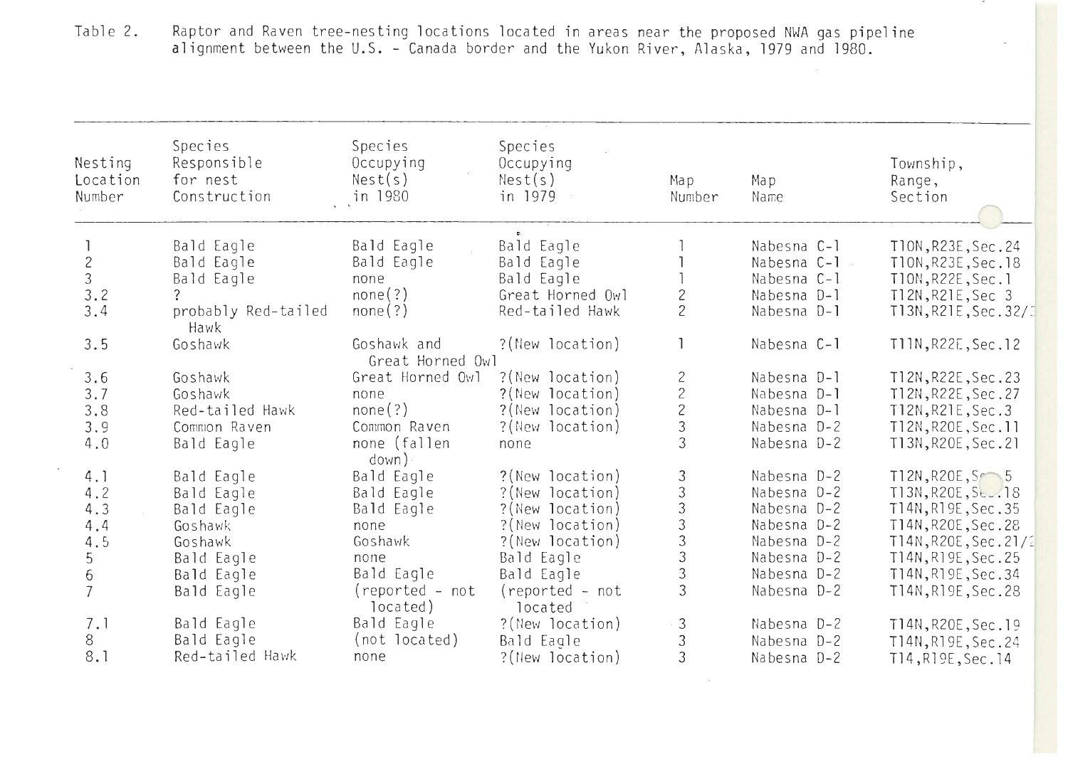Table 2. Raptor and Raven tree-nesting locations located in areas near the proposed NWA gas pipeline alignment between the U.S. - Canada border and the Yukon River, Alaska, 1979 and 1980.

| Nesting Location Number | Species Responsible for nest Construction | Species Occupying Nest(s) in 1980 | Species Occupying Nest(s) in 1979 | Map Number | Map Name | Township, Range, Section |
|---|---|---|---|---|---|---|
| 1 | Bald Eagle | Bald Eagle | Bald Eagle | 1 | Nabesna C-1 | T10N,R23E,Sec.24 |
| 2 | Bald Eagle | Bald Eagle | Bald Eagle | 1 | Nabesna C-1 | T10N,R23E,Sec.18 |
| 3 | Bald Eagle | none | Bald Eagle | 1 | Nabesna C-1 | T10N,R22E,Sec.1 |
| 3.2 | ? | none(?) | Great Horned Owl | 2 | Nabesna D-1 | T12N,R21E,Sec 3 |
| 3.4 | probably Red-tailed Hawk | none(?) | Red-tailed Hawk | 2 | Nabesna D-1 | T13N,R21E,Sec.32/ |
| 3.5 | Goshawk | Goshawk and Great Horned Owl | ?(New location) | 1 | Nabesna C-1 | T11N,R22E,Sec.12 |
| 3.6 | Goshawk | Great Horned Owl | ?(New location) | 2 | Nabesna D-1 | T12N,R22E,Sec.23 |
| 3.7 | Goshawk | none | ?(New location) | 2 | Nabesna D-1 | T12N,R22E,Sec.27 |
| 3.8 | Red-tailed Hawk | none(?) | ?(New location) | 2 | Nabesna D-1 | T12N,R21E,Sec.3 |
| 3.9 | Common Raven | Common Raven | ?(New location) | 3 | Nabesna D-2 | T12N,R20E,Sec.11 |
| 4.0 | Bald Eagle | none (fallen down) | none | 3 | Nabesna D-2 | T13N,R20E,Sec.21 |
| 4.1 | Bald Eagle | Bald Eagle | ?(New location) | 3 | Nabesna D-2 | T12N,R20E,Sec.5 |
| 4.2 | Bald Eagle | Bald Eagle | ?(New location) | 3 | Nabesna D-2 | T13N,R20E,Sec.18 |
| 4.3 | Bald Eagle | Bald Eagle | ?(New location) | 3 | Nabesna D-2 | T14N,R19E,Sec.35 |
| 4.4 | Goshawk | none | ?(New location) | 3 | Nabesna D-2 | T14N,R20E,Sec.28 |
| 4.5 | Goshawk | Goshawk | ?(New location) | 3 | Nabesna D-2 | T14N,R20E,Sec.21/2 |
| 5 | Bald Eagle | none | Bald Eagle | 3 | Nabesna D-2 | T14N,R19E,Sec.25 |
| 6 | Bald Eagle | Bald Eagle | Bald Eagle | 3 | Nabesna D-2 | T14N,R19E,Sec.34 |
| 7 | Bald Eagle | (reported - not located) | (reported - not located | 3 | Nabesna D-2 | T14N,R19E,Sec.28 |
| 7.1 | Bald Eagle | Bald Eagle | ?(New location) | 3 | Nabesna D-2 | T14N,R20E,Sec.19 |
| 8 | Bald Eagle | (not located) | Bald Eagle | 3 | Nabesna D-2 | T14N,R19E,Sec.24 |
| 8.1 | Red-tailed Hawk | none | ?(New location) | 3 | Nabesna D-2 | T14,R19E,Sec.14 |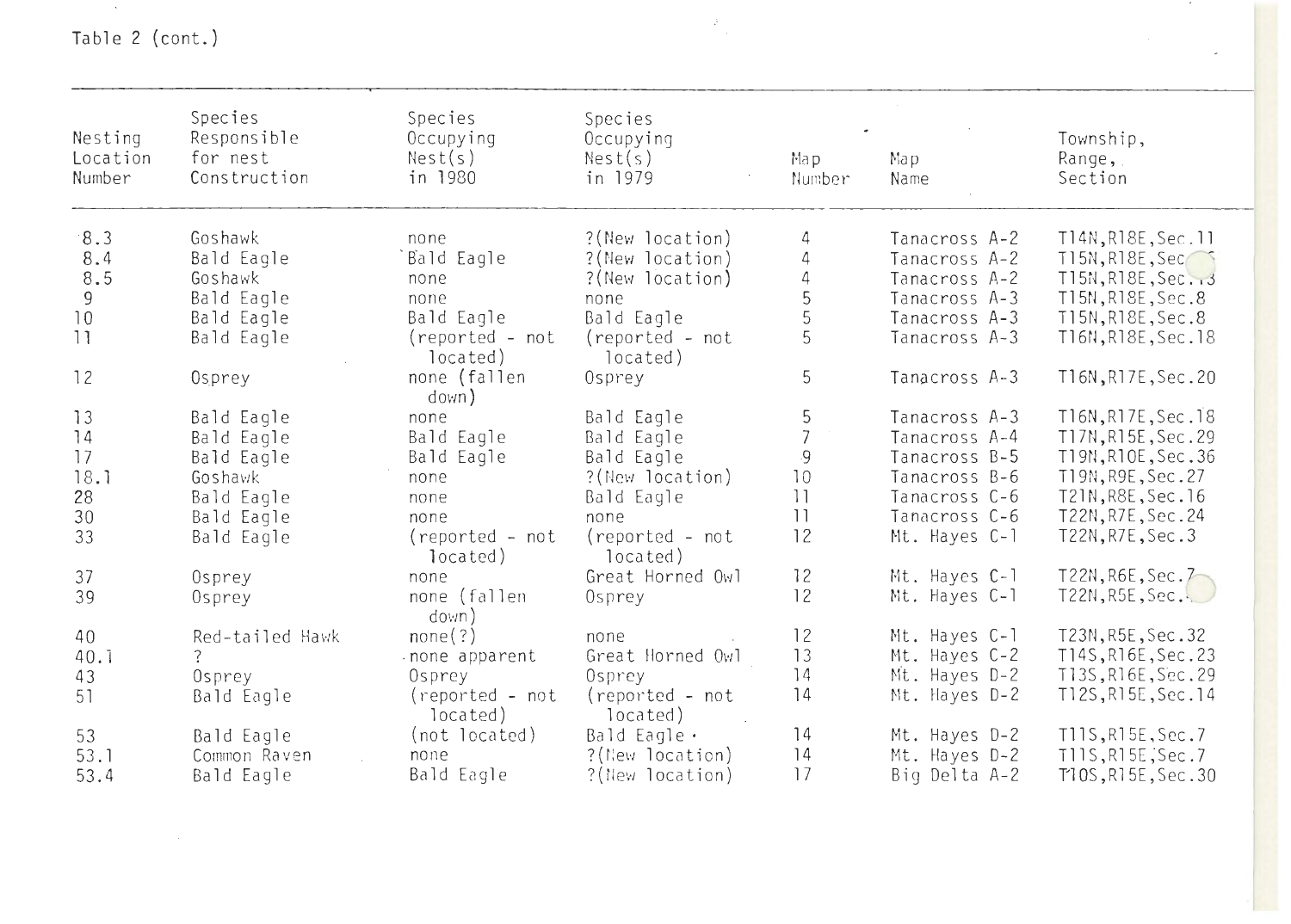Table 2 (cont.)

| Nesting Location Number | Species Responsible for nest Construction | Species Occupying Nest(s) in 1980 | Species Occupying Nest(s) in 1979 | Map Number | Map Name | Township, Range, Section |
|---|---|---|---|---|---|---|
| 8.3 | Goshawk | none | ?(New location) | 4 | Tanacross A-2 | T14N,R18E,Sec.11 |
| 8.4 | Bald Eagle | Bald Eagle | ?(New location) | 4 | Tanacross A-2 | T15N,R18E,Sec. |
| 8.5 | Goshawk | none | ?(New location) | 4 | Tanacross A-2 | T15N,R18E,Sec.13 |
| 9 | Bald Eagle | none | none | 5 | Tanacross A-3 | T15N,R18E,Sec.8 |
| 10 | Bald Eagle | Bald Eagle | Bald Eagle | 5 | Tanacross A-3 | T15N,R18E,Sec.8 |
| 11 | Bald Eagle | (reported - not located) | (reported - not located) | 5 | Tanacross A-3 | T16N,R18E,Sec.18 |
| 12 | Osprey | none (fallen down) | Osprey | 5 | Tanacross A-3 | T16N,R17E,Sec.20 |
| 13 | Bald Eagle | none | Bald Eagle | 5 | Tanacross A-3 | T16N,R17E,Sec.18 |
| 14 | Bald Eagle | Bald Eagle | Bald Eagle | 7 | Tanacross A-4 | T17N,R15E,Sec.29 |
| 17 | Bald Eagle | Bald Eagle | Bald Eagle | 9 | Tanacross B-5 | T19N,R10E,Sec.36 |
| 18.1 | Goshawk | none | ?(New location) | 10 | Tanacross B-6 | T19N,R9E,Sec.27 |
| 28 | Bald Eagle | none | Bald Eagle | 11 | Tanacross C-6 | T21N,R8E,Sec.16 |
| 30 | Bald Eagle | none | none | 11 | Tanacross C-6 | T22N,R7E,Sec.24 |
| 33 | Bald Eagle | (reported - not located) | (reported - not located) | 12 | Mt. Hayes C-1 | T22N,R7E,Sec.3 |
| 37 | Osprey | none | Great Horned Owl | 12 | Mt. Hayes C-1 | T22N,R6E,Sec.7 |
| 39 | Osprey | none (fallen down) | Osprey | 12 | Mt. Hayes C-1 | T22N,R5E,Sec. |
| 40 | Red-tailed Hawk | none(?) | none | 12 | Mt. Hayes C-1 | T23N,R5E,Sec.32 |
| 40.1 | ? | none apparent | Great Horned Owl | 13 | Mt. Hayes C-2 | T14S,R16E,Sec.23 |
| 43 | Osprey | Osprey | Osprey | 14 | Mt. Hayes D-2 | T13S,R16E,Sec.29 |
| 51 | Bald Eagle | (reported - not located) | (reported - not located) | 14 | Mt. Hayes D-2 | T12S,R15E,Sec.14 |
| 53 | Bald Eagle | (not located) | Bald Eagle · | 14 | Mt. Hayes D-2 | T11S,R15E,Sec.7 |
| 53.1 | Common Raven | none | ?(New location) | 14 | Mt. Hayes D-2 | T11S,R15E,Sec.7 |
| 53.4 | Bald Eagle | Bald Eagle | ?(New location) | 17 | Big Delta A-2 | T10S,R15E,Sec.30 |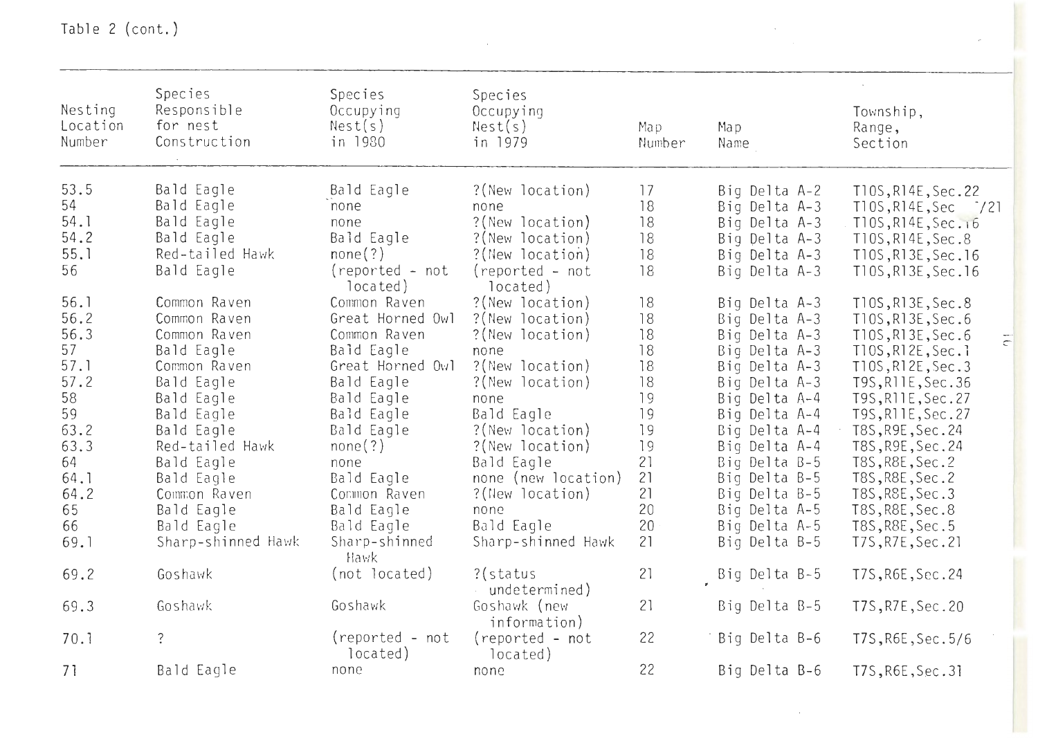Table 2 (cont.)

| Nesting Location Number | Species Responsible for nest Construction | Species Occupying Nest(s) in 1980 | Species Occupying Nest(s) in 1979 | Map Number | Map Name | Township, Range, Section |
|---|---|---|---|---|---|---|
| 53.5 | Bald Eagle | Bald Eagle | ?(New location) | 17 | Big Delta A-2 | T10S,R14E,Sec.22 |
| 54 | Bald Eagle | none | none | 18 | Big Delta A-3 | T10S,R14E,Sec /21 |
| 54.1 | Bald Eagle | none | ?(New location) | 18 | Big Delta A-3 | T10S,R14E,Sec.16 |
| 54.2 | Bald Eagle | Bald Eagle | ?(New location) | 18 | Big Delta A-3 | T10S,R14E,Sec.8 |
| 55.1 | Red-tailed Hawk | none(?) | ?(New location) | 18 | Big Delta A-3 | T10S,R13E,Sec.16 |
| 56 | Bald Eagle | (reported - not located) | (reported - not located) | 18 | Big Delta A-3 | T10S,R13E,Sec.16 |
| 56.1 | Common Raven | Common Raven | ?(New location) | 18 | Big Delta A-3 | T10S,R13E,Sec.8 |
| 56.2 | Common Raven | Great Horned Owl | ?(New location) | 18 | Big Delta A-3 | T10S,R13E,Sec.6 |
| 56.3 | Common Raven | Common Raven | ?(New location) | 18 | Big Delta A-3 | T10S,R13E,Sec.6 |
| 57 | Bald Eagle | Bald Eagle | none | 18 | Big Delta A-3 | T10S,R12E,Sec.1 |
| 57.1 | Common Raven | Great Horned Owl | ?(New location) | 18 | Big Delta A-3 | T10S,R12E,Sec.3 |
| 57.2 | Bald Eagle | Bald Eagle | ?(New location) | 18 | Big Delta A-3 | T9S,R11E,Sec.36 |
| 58 | Bald Eagle | Bald Eagle | none | 19 | Big Delta A-4 | T9S,R11E,Sec.27 |
| 59 | Bald Eagle | Bald Eagle | Bald Eagle | 19 | Big Delta A-4 | T9S,R11E,Sec.27 |
| 63.2 | Bald Eagle | Bald Eagle | ?(New location) | 19 | Big Delta A-4 | T8S,R9E,Sec.24 |
| 63.3 | Red-tailed Hawk | none(?) | ?(New location) | 19 | Big Delta A-4 | T8S,R9E,Sec.24 |
| 64 | Bald Eagle | none | Bald Eagle | 21 | Big Delta B-5 | T8S,R8E,Sec.2 |
| 64.1 | Bald Eagle | Bald Eagle | none (new location) | 21 | Big Delta B-5 | T8S,R8E,Sec.2 |
| 64.2 | Common Raven | Common Raven | ?(New location) | 21 | Big Delta B-5 | T8S,R8E,Sec.3 |
| 65 | Bald Eagle | Bald Eagle | none | 20 | Big Delta A-5 | T8S,R8E,Sec.8 |
| 66 | Bald Eagle | Bald Eagle | Bald Eagle | 20 | Big Delta A-5 | T8S,R8E,Sec.5 |
| 69.1 | Sharp-shinned Hawk | Sharp-shinned Hawk | Sharp-shinned Hawk | 21 | Big Delta B-5 | T7S,R7E,Sec.21 |
| 69.2 | Goshawk | (not located) | ?(status undetermined) | 21 | Big Delta B-5 | T7S,R6E,Sec.24 |
| 69.3 | Goshawk | Goshawk | Goshawk (new information) | 21 | Big Delta B-5 | T7S,R7E,Sec.20 |
| 70.1 | ? | (reported - not located) | (reported - not located) | 22 | Big Delta B-6 | T7S,R6E,Sec.5/6 |
| 71 | Bald Eagle | none | none | 22 | Big Delta B-6 | T7S,R6E,Sec.31 |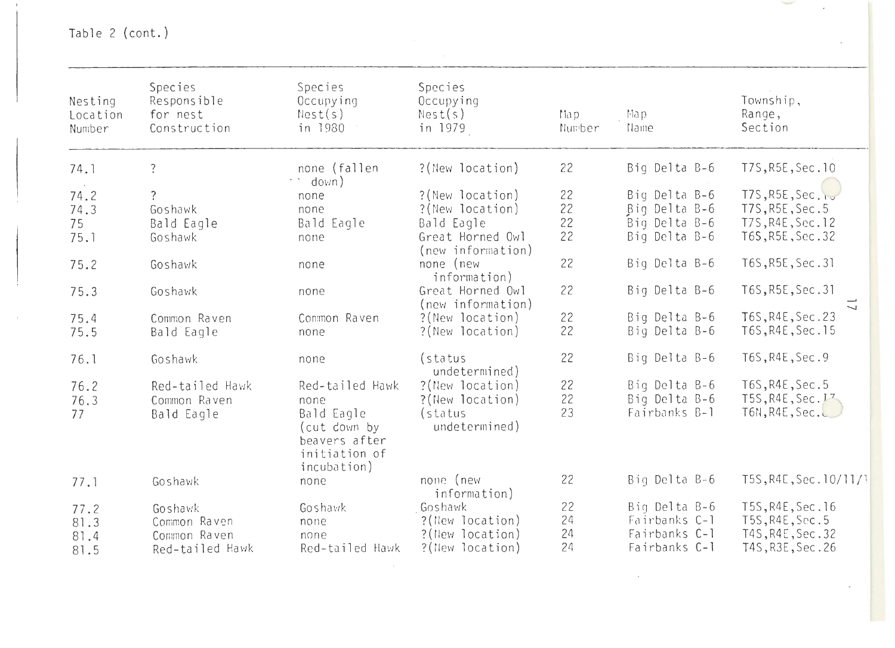Table 2 (cont.)

| Nesting Location Number | Species Responsible for nest Construction | Species Occupying Nest(s) in 1980 | Species Occupying Nest(s) in 1979 | Map Number | Map Name | Township, Range, Section |
|---|---|---|---|---|---|---|
| 74.1 | ? | none (fallen down) | ?(New location) | 22 | Big Delta B-6 | T7S,R5E,Sec.10 |
| 74.2 | ? | none | ?(New location) | 22 | Big Delta B-6 | T7S,R5E,Sec.1 |
| 74.3 | Goshawk | none | ?(New location) | 22 | Big Delta B-6 | T7S,R5E,Sec.5 |
| 75 | Bald Eagle | Bald Eagle | Bald Eagle | 22 | Big Delta B-6 | T7S,R4E,Sec.12 |
| 75.1 | Goshawk | none | Great Horned Owl (new information) | 22 | Big Delta B-6 | T6S,R5E,Sec.32 |
| 75.2 | Goshawk | none | none (new information) | 22 | Big Delta B-6 | T6S,R5E,Sec.31 |
| 75.3 | Goshawk | none | Great Horned Owl (new information) | 22 | Big Delta B-6 | T6S,R5E,Sec.31 |
| 75.4 | Common Raven | Common Raven | ?(New location) | 22 | Big Delta B-6 | T6S,R4E,Sec.23 |
| 75.5 | Bald Eagle | none | ?(New location) | 22 | Big Delta B-6 | T6S,R4E,Sec.15 |
| 76.1 | Goshawk | none | (status undetermined) | 22 | Big Delta B-6 | T6S,R4E,Sec.9 |
| 76.2 | Red-tailed Hawk | Red-tailed Hawk | ?(New location) | 22 | Big Delta B-6 | T6S,R4E,Sec.5 |
| 76.3 | Common Raven | none | ?(New location) | 22 | Big Delta B-6 | T5S,R4E,Sec.17 |
| 77 | Bald Eagle | Bald Eagle (cut down by beavers after initiation of incubation) | (status undetermined) | 23 | Fairbanks B-1 | T6N,R4E,Sec. |
| 77.1 | Goshawk | none | none (new information) | 22 | Big Delta B-6 | T5S,R4E,Sec.10/11/1 |
| 77.2 | Goshawk | Goshawk | Goshawk | 22 | Big Delta B-6 | T5S,R4E,Sec.16 |
| 81.3 | Common Raven | none | ?(New location) | 24 | Fairbanks C-1 | T5S,R4E,Sec.5 |
| 81.4 | Common Raven | none | ?(New location) | 24 | Fairbanks C-1 | T4S,R4E,Sec.32 |
| 81.5 | Red-tailed Hawk | Red-tailed Hawk | ?(New location) | 24 | Fairbanks C-1 | T4S,R3E,Sec.26 |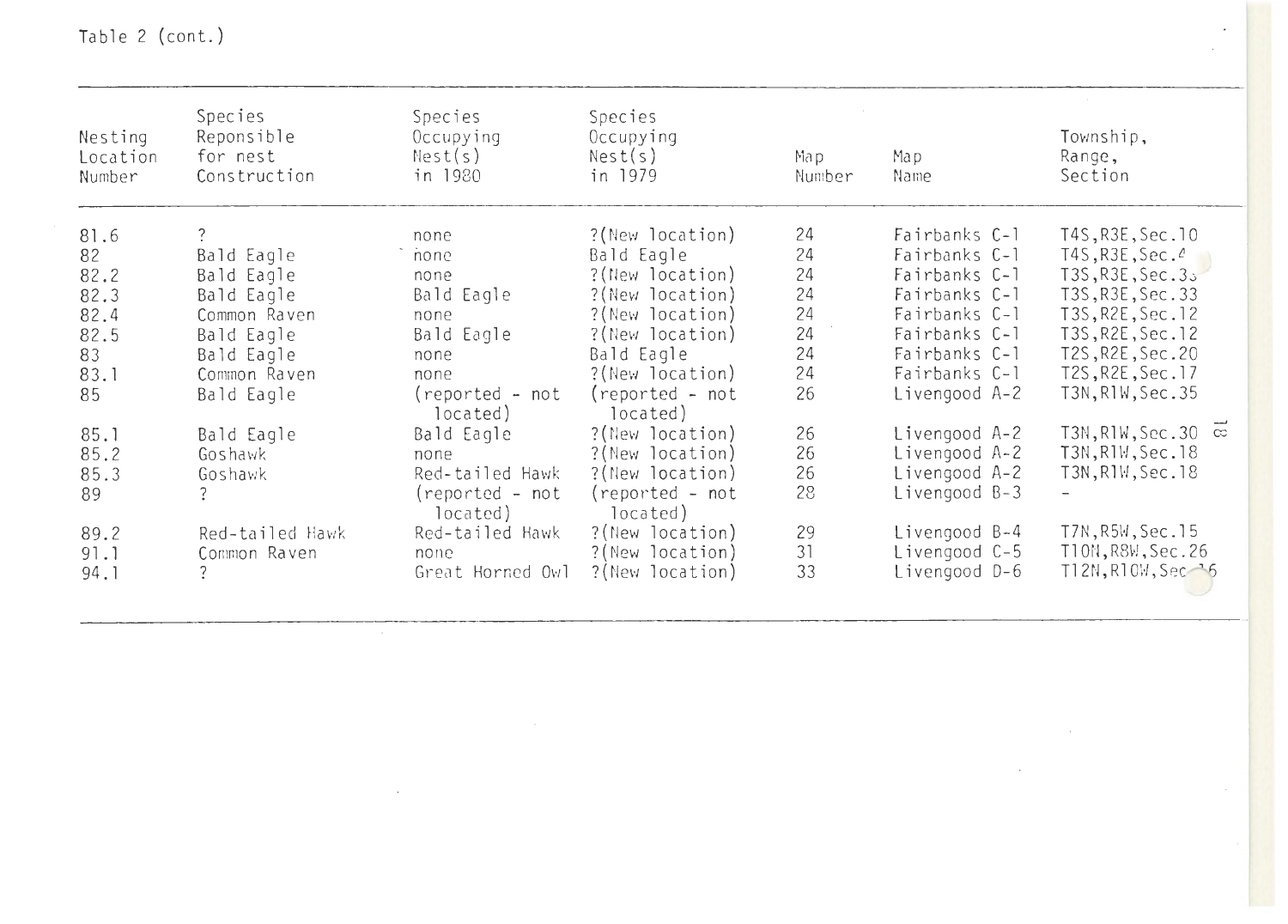Table 2 (cont.)

| Nesting Location Number | Species Reponsible for nest Construction | Species Occupying Nest(s) in 1980 | Species Occupying Nest(s) in 1979 | Map Number | Map Name | Township, Range, Section |
|---|---|---|---|---|---|---|
| 81.6 | ? | none | ?(New location) | 24 | Fairbanks C-1 | T4S,R3E,Sec.10 |
| 82 | Bald Eagle | none | Bald Eagle | 24 | Fairbanks C-1 | T4S,R3E,Sec.4 |
| 82.2 | Bald Eagle | none | ?(New location) | 24 | Fairbanks C-1 | T3S,R3E,Sec.33 |
| 82.3 | Bald Eagle | Bald Eagle | ?(New location) | 24 | Fairbanks C-1 | T3S,R3E,Sec.33 |
| 82.4 | Common Raven | none | ?(New location) | 24 | Fairbanks C-1 | T3S,R2E,Sec.12 |
| 82.5 | Bald Eagle | Bald Eagle | ?(New location) | 24 | Fairbanks C-1 | T3S,R2E,Sec.12 |
| 83 | Bald Eagle | none | Bald Eagle | 24 | Fairbanks C-1 | T2S,R2E,Sec.20 |
| 83.1 | Common Raven | none | ?(New location) | 24 | Fairbanks C-1 | T2S,R2E,Sec.17 |
| 85 | Bald Eagle | (reported - not located) | (reported - not located) | 26 | Livengood A-2 | T3N,R1W,Sec.35 |
| 85.1 | Bald Eagle | Bald Eagle | ?(New location) | 26 | Livengood A-2 | T3N,R1W,Sec.30 |
| 85.2 | Goshawk | none | ?(New location) | 26 | Livengood A-2 | T3N,R1W,Sec.18 |
| 85.3 | Goshawk | Red-tailed Hawk | ?(New location) | 26 | Livengood A-2 | T3N,R1W,Sec.18 |
| 89 | ? | (reported - not located) | (reported - not located) | 28 | Livengood B-3 | - |
| 89.2 | Red-tailed Hawk | Red-tailed Hawk | ?(New location) | 29 | Livengood B-4 | T7N,R5W,Sec.15 |
| 91.1 | Common Raven | none | ?(New location) | 31 | Livengood C-5 | T10N,R8W,Sec.26 |
| 94.1 | ? | Great Horned Owl | ?(New location) | 33 | Livengood D-6 | T12N,R10W,Sec.16 |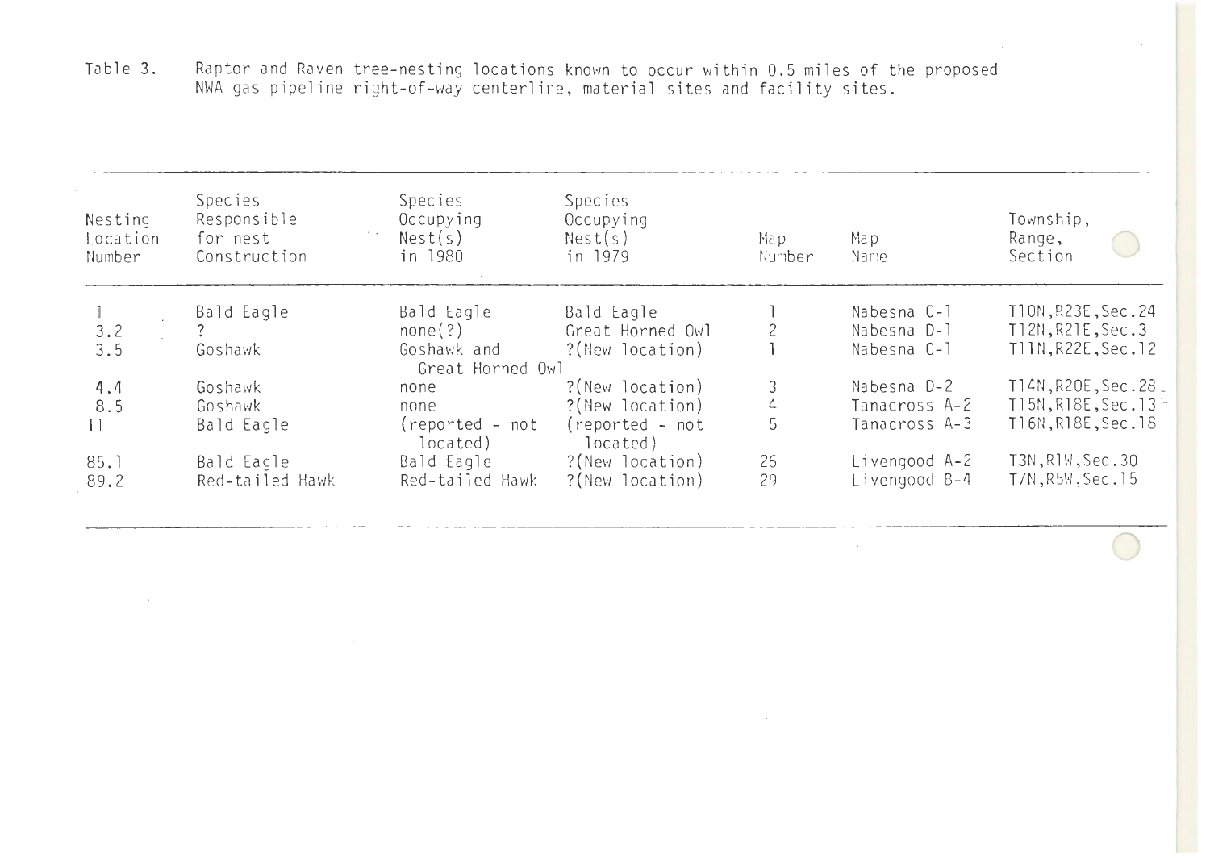Table 3. Raptor and Raven tree-nesting locations known to occur within 0.5 miles of the proposed NWA gas pipeline right-of-way centerline, material sites and facility sites.

| Nesting Location Number | Species Responsible for nest Construction | Species Occupying Nest(s) in 1980 | Species Occupying Nest(s) in 1979 | Map Number | Map Name | Township, Range, Section |
|---|---|---|---|---|---|---|
| 1 | Bald Eagle | Bald Eagle | Bald Eagle | 1 | Nabesna C-1 | T10N,R23E,Sec.24 |
| 3.2 | ? | none(?) | Great Horned Owl | 2 | Nabesna D-1 | T12N,R21E,Sec.3 |
| 3.5 | Goshawk | Goshawk and Great Horned Owl | ?(New location) | 1 | Nabesna C-1 | T11N,R22E,Sec.12 |
| 4.4 | Goshawk | none | ?(New location) | 3 | Nabesna D-2 | T14N,R20E,Sec.28 |
| 8.5 | Goshawk | none | ?(New location) | 4 | Tanacross A-2 | T15N,R18E,Sec.13 |
| 11 | Bald Eagle | (reported - not located) | (reported - not located) | 5 | Tanacross A-3 | T16N,R18E,Sec.18 |
| 85.1 | Bald Eagle | Bald Eagle | ?(New location) | 26 | Livengood A-2 | T3N,R1W,Sec.30 |
| 89.2 | Red-tailed Hawk | Red-tailed Hawk | ?(New location) | 29 | Livengood B-4 | T7N,R5W,Sec.15 |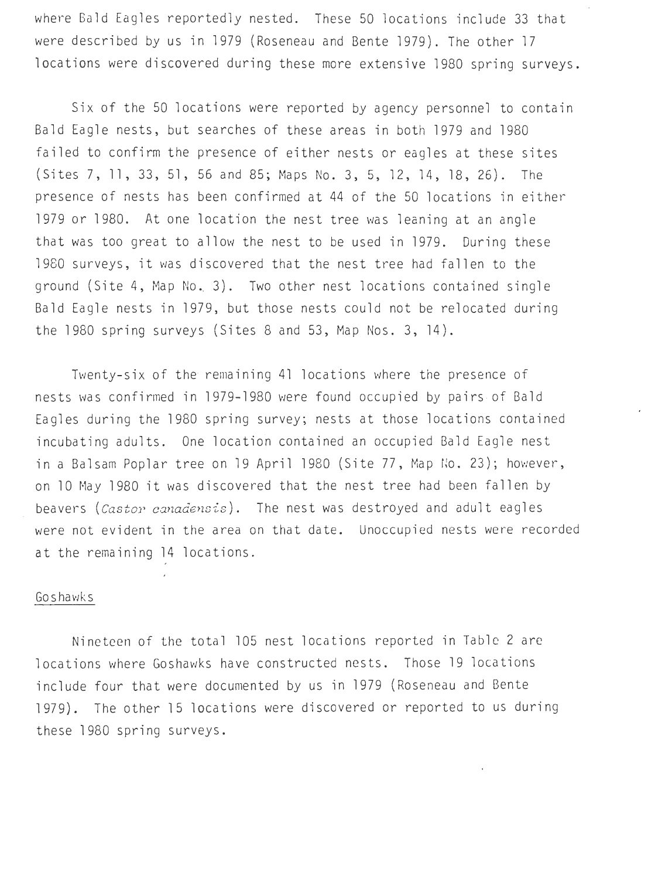where Bald Eagles reportedly nested. These 50 locations include 33 that were described by us in 1979 (Roseneau and Bente 1979). The other 17 locations were discovered during these more extensive 1980 spring surveys.

Six of the 50 locations were reported by agency personnel to contain Bald Eagle nests, but searches of these areas in both 1979 and 1980 failed to confirm the presence of either nests or eagles at these sites (Sites 7, 11, 33, 51, 56 and 85; Maps No. 3, 5, 12, 14, 18, 26). The presence of nests has been confirmed at 44 of the 50 locations in either 1979 or 1980. At one location the nest tree was leaning at an angle that was too great to allow the nest to be used in 1979. During these 1980 surveys, it was discovered that the nest tree had fallen to the ground (Site 4, Map No. 3). Two other nest locations contained single Bald Eagle nests in 1979, but those nests could not be relocated during the 1980 spring surveys (Sites 8 and 53, Map Nos. 3, 14).

Twenty-six of the remaining 41 locations where the presence of nests was confirmed in 1979-1980 were found occupied by pairs of Bald Eagles during the 1980 spring survey; nests at those locations contained incubating adults. One location contained an occupied Bald Eagle nest in a Balsam Poplar tree on 19 April 1980 (Site 77, Map No. 23); however, on 10 May 1980 it was discovered that the nest tree had been fallen by beavers (*Castor canadensis*). The nest was destroyed and adult eagles were not evident in the area on that date. Unoccupied nests were recorded at the remaining 14 locations.

## Goshawks

Nineteen of the total 105 nest locations reported in Table 2 are locations where Goshawks have constructed nests. Those 19 locations include four that were documented by us in 1979 (Roseneau and Bente 1979). The other 15 locations were discovered or reported to us during these 1980 spring surveys.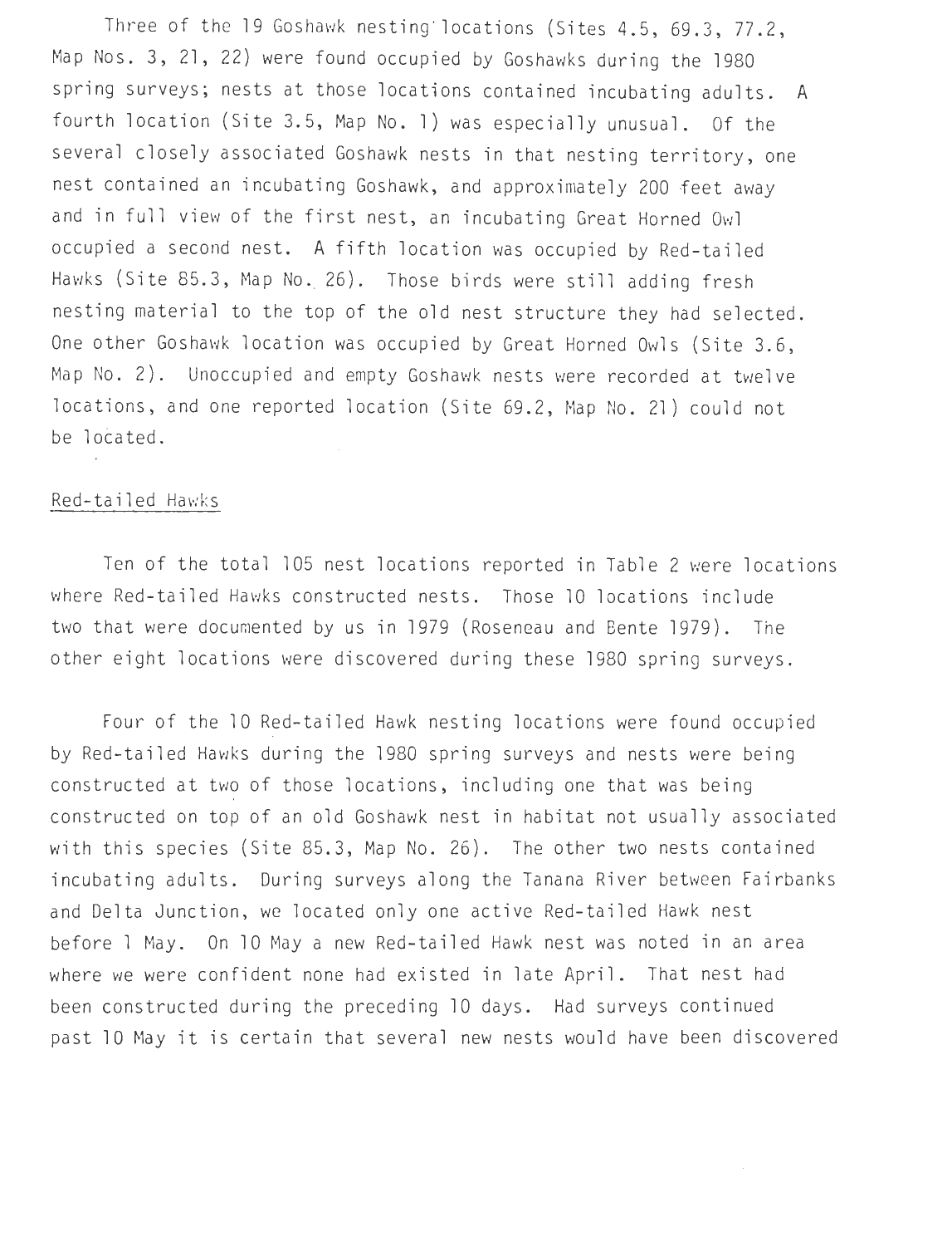Three of the 19 Goshawk nesting locations (Sites 4.5, 69.3, 77.2, Map Nos. 3, 21, 22) were found occupied by Goshawks during the 1980 spring surveys; nests at those locations contained incubating adults. A fourth location (Site 3.5, Map No. 1) was especially unusual. Of the several closely associated Goshawk nests in that nesting territory, one nest contained an incubating Goshawk, and approximately 200 feet away and in full view of the first nest, an incubating Great Horned Owl occupied a second nest. A fifth location was occupied by Red-tailed Hawks (Site 85.3, Map No. 26). Those birds were still adding fresh nesting material to the top of the old nest structure they had selected. One other Goshawk location was occupied by Great Horned Owls (Site 3.6, Map No. 2). Unoccupied and empty Goshawk nests were recorded at twelve locations, and one reported location (Site 69.2, Map No. 21) could not be located.

## Red-tailed Hawks

Ten of the total 105 nest locations reported in Table 2 were locations where Red-tailed Hawks constructed nests. Those 10 locations include two that were documented by us in 1979 (Roseneau and Bente 1979). The other eight locations were discovered during these 1980 spring surveys.

Four of the 10 Red-tailed Hawk nesting locations were found occupied by Red-tailed Hawks during the 1980 spring surveys and nests were being constructed at two of those locations, including one that was being constructed on top of an old Goshawk nest in habitat not usually associated with this species (Site 85.3, Map No. 26). The other two nests contained incubating adults. During surveys along the Tanana River between Fairbanks and Delta Junction, we located only one active Red-tailed Hawk nest before 1 May. On 10 May a new Red-tailed Hawk nest was noted in an area where we were confident none had existed in late April. That nest had been constructed during the preceding 10 days. Had surveys continued past 10 May it is certain that several new nests would have been discovered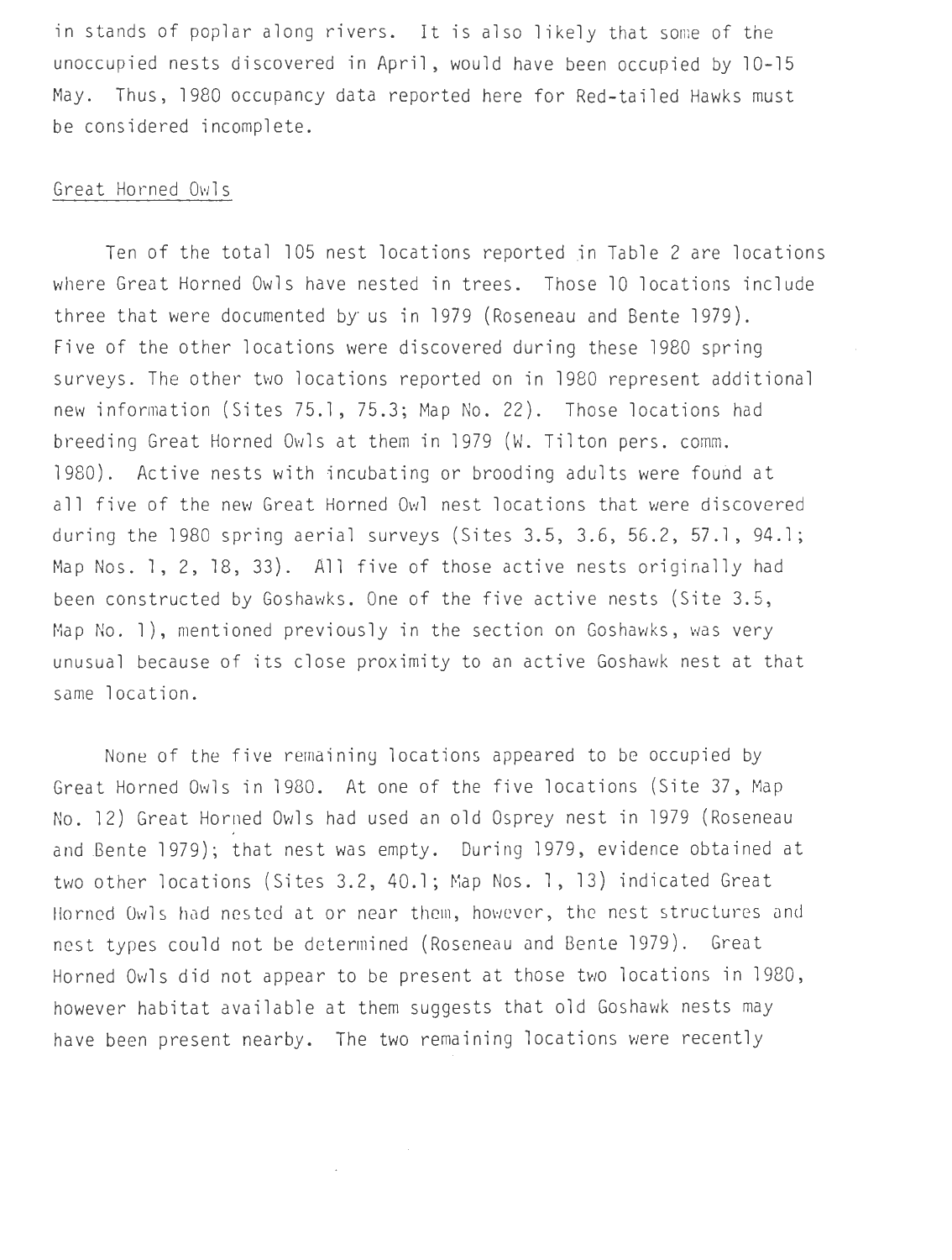in stands of poplar along rivers. It is also likely that some of the unoccupied nests discovered in April, would have been occupied by 10-15 May. Thus, 1980 occupancy data reported here for Red-tailed Hawks must be considered incomplete.

### Great Horned Owls

Ten of the total 105 nest locations reported in Table 2 are locations where Great Horned Owls have nested in trees. Those 10 locations include three that were documented by us in 1979 (Roseneau and Bente 1979). Five of the other locations were discovered during these 1980 spring surveys. The other two locations reported on in 1980 represent additional new information (Sites 75.1, 75.3; Map No. 22). Those locations had breeding Great Horned Owls at them in 1979 (W. Tilton pers. comm. 1980). Active nests with incubating or brooding adults were found at all five of the new Great Horned Owl nest locations that were discovered during the 1980 spring aerial surveys (Sites 3.5, 3.6, 56.2, 57.1, 94.1; Map Nos. 1, 2, 18, 33). All five of those active nests originally had been constructed by Goshawks. One of the five active nests (Site 3.5, Map No. 1), mentioned previously in the section on Goshawks, was very unusual because of its close proximity to an active Goshawk nest at that same location.

None of the five remaining locations appeared to be occupied by Great Horned Owls in 1980. At one of the five locations (Site 37, Map No. 12) Great Horned Owls had used an old Osprey nest in 1979 (Roseneau and Bente 1979); that nest was empty. During 1979, evidence obtained at two other locations (Sites 3.2, 40.1; Map Nos. 1, 13) indicated Great Horned Owls had nested at or near them, however, the nest structures and nest types could not be determined (Roseneau and Bente 1979). Great Horned Owls did not appear to be present at those two locations in 1980, however habitat available at them suggests that old Goshawk nests may have been present nearby. The two remaining locations were recently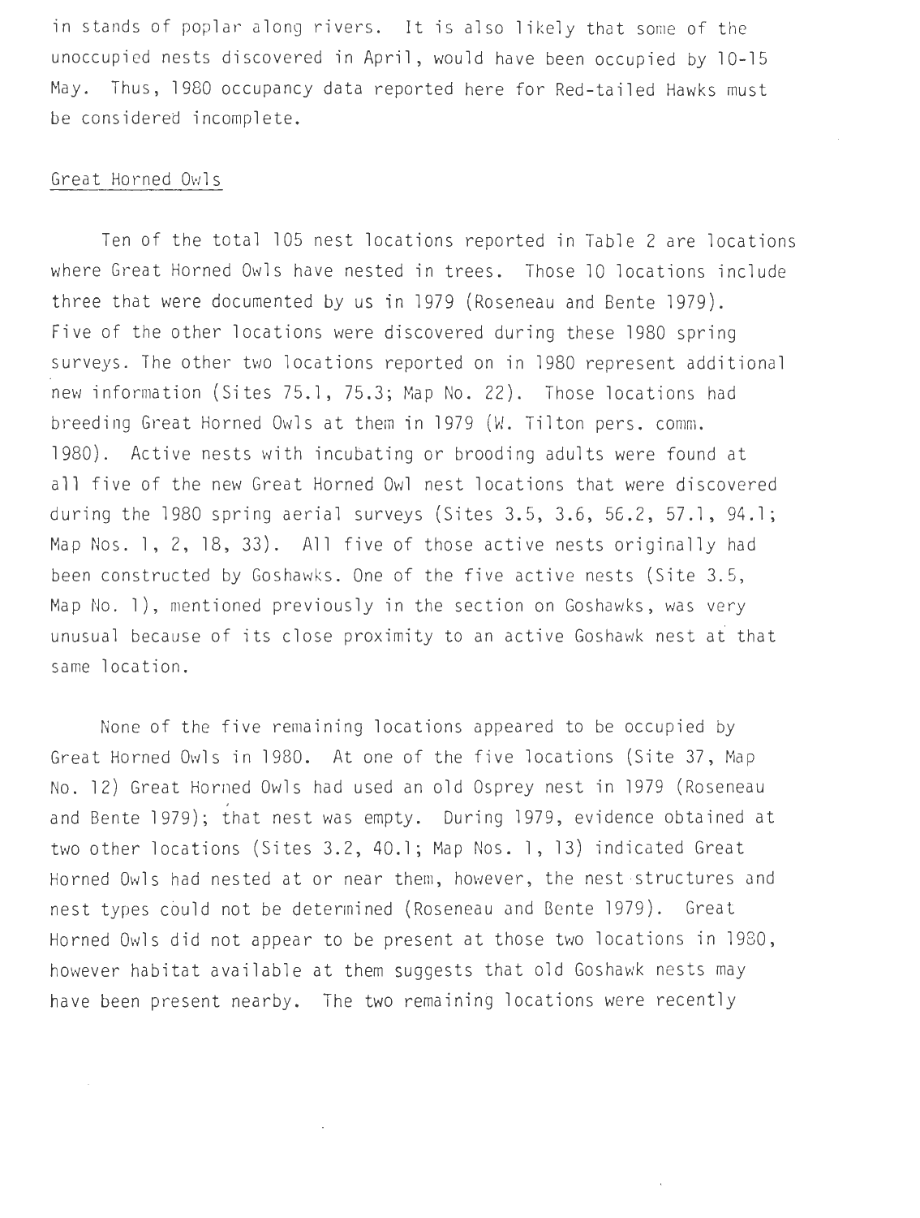in stands of poplar along rivers. It is also likely that some of the unoccupied nests discovered in April, would have been occupied by 10-15 May. Thus, 1980 occupancy data reported here for Red-tailed Hawks must be considered incomplete.

## Great Horned Owls

Ten of the total 105 nest locations reported in Table 2 are locations where Great Horned Owls have nested in trees. Those 10 locations include three that were documented by us in 1979 (Roseneau and Bente 1979). Five of the other locations were discovered during these 1980 spring surveys. The other two locations reported on in 1980 represent additional new information (Sites 75.1, 75.3; Map No. 22). Those locations had breeding Great Horned Owls at them in 1979 (W. Tilton pers. comm. 1980). Active nests with incubating or brooding adults were found at all five of the new Great Horned Owl nest locations that were discovered during the 1980 spring aerial surveys (Sites 3.5, 3.6, 56.2, 57.1, 94.1; Map Nos. 1, 2, 18, 33). All five of those active nests originally had been constructed by Goshawks. One of the five active nests (Site 3.5, Map No. 1), mentioned previously in the section on Goshawks, was very unusual because of its close proximity to an active Goshawk nest at that same location.

None of the five remaining locations appeared to be occupied by Great Horned Owls in 1980. At one of the five locations (Site 37, Map No. 12) Great Horned Owls had used an old Osprey nest in 1979 (Roseneau and Bente 1979); that nest was empty. During 1979, evidence obtained at two other locations (Sites 3.2, 40.1; Map Nos. 1, 13) indicated Great Horned Owls had nested at or near them, however, the nest structures and nest types could not be determined (Roseneau and Bente 1979). Great Horned Owls did not appear to be present at those two locations in 1980, however habitat available at them suggests that old Goshawk nests may have been present nearby. The two remaining locations were recently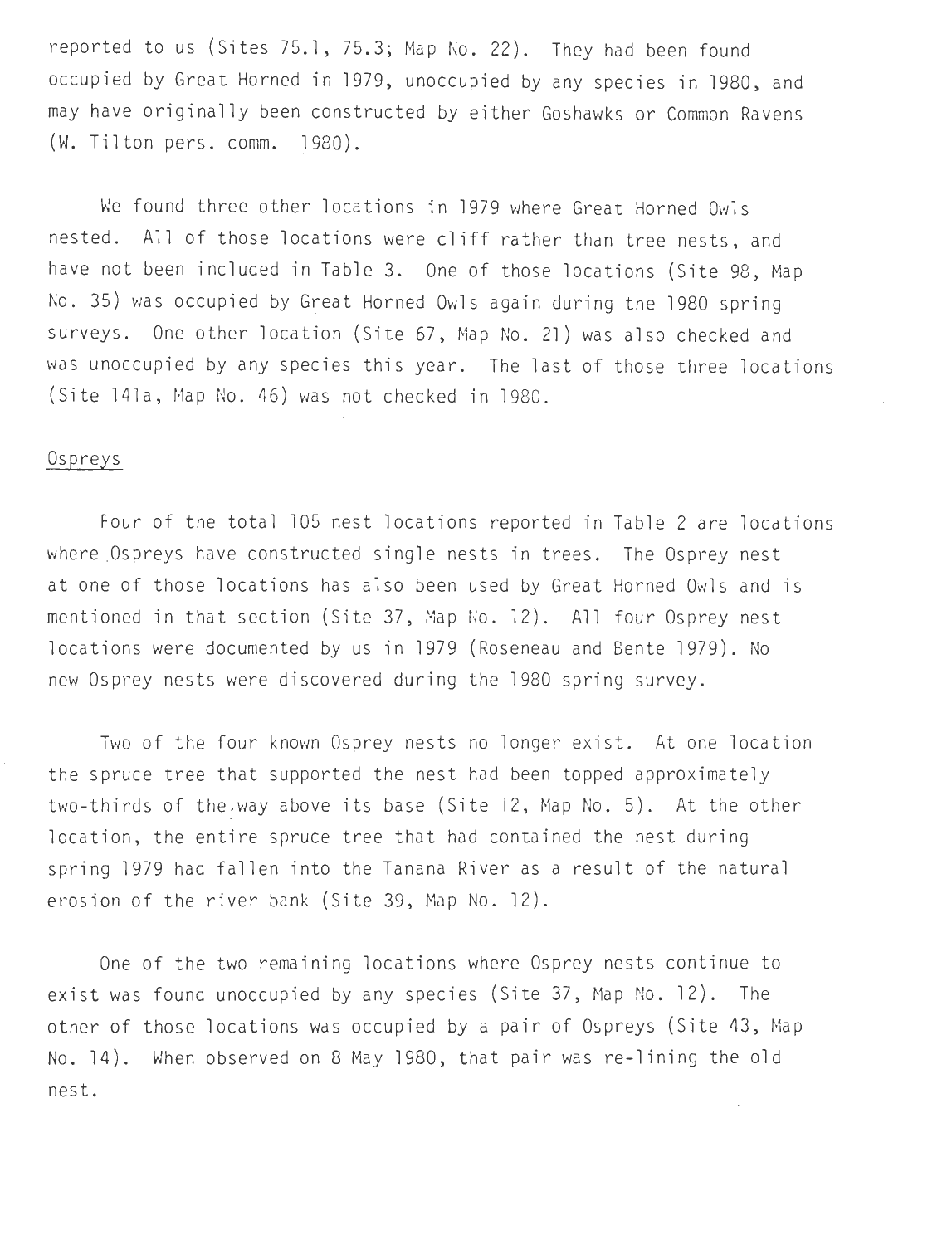reported to us (Sites 75.1, 75.3; Map No. 22). They had been found occupied by Great Horned in 1979, unoccupied by any species in 1980, and may have originally been constructed by either Goshawks or Common Ravens (W. Tilton pers. comm. 1980).

We found three other locations in 1979 where Great Horned Owls nested. All of those locations were cliff rather than tree nests, and have not been included in Table 3. One of those locations (Site 98, Map No. 35) was occupied by Great Horned Owls again during the 1980 spring surveys. One other location (Site 67, Map No. 21) was also checked and was unoccupied by any species this year. The last of those three locations (Site 141a, Map No. 46) was not checked in 1980.

## Ospreys

Four of the total 105 nest locations reported in Table 2 are locations where Ospreys have constructed single nests in trees. The Osprey nest at one of those locations has also been used by Great Horned Owls and is mentioned in that section (Site 37, Map No. 12). All four Osprey nest locations were documented by us in 1979 (Roseneau and Bente 1979). No new Osprey nests were discovered during the 1980 spring survey.

Two of the four known Osprey nests no longer exist. At one location the spruce tree that supported the nest had been topped approximately two-thirds of the way above its base (Site 12, Map No. 5). At the other location, the entire spruce tree that had contained the nest during spring 1979 had fallen into the Tanana River as a result of the natural erosion of the river bank (Site 39, Map No. 12).

One of the two remaining locations where Osprey nests continue to exist was found unoccupied by any species (Site 37, Map No. 12). The other of those locations was occupied by a pair of Ospreys (Site 43, Map No. 14). When observed on 8 May 1980, that pair was re-lining the old nest.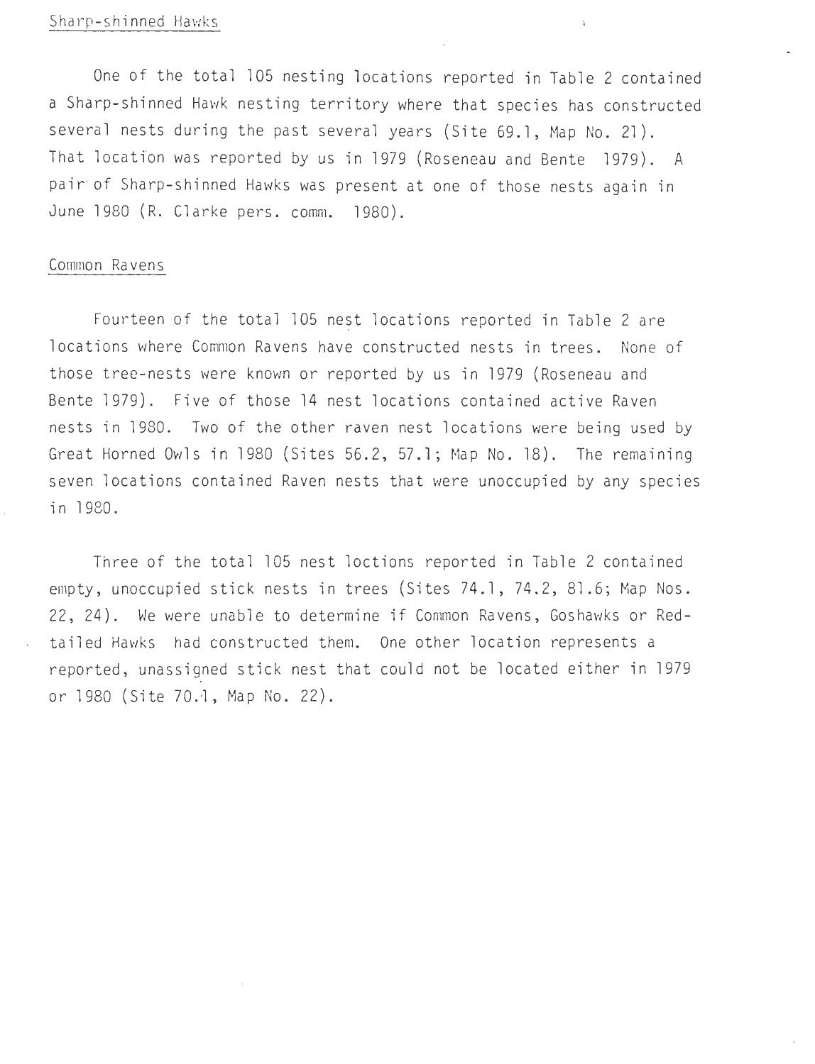## Sharp-shinned Hawks

One of the total 105 nesting locations reported in Table 2 contained a Sharp-shinned Hawk nesting territory where that species has constructed several nests during the past several years (Site 69.1, Map No. 21). That location was reported by us in 1979 (Roseneau and Bente 1979). A pair of Sharp-shinned Hawks was present at one of those nests again in June 1980 (R. Clarke pers. comm. 1980).

## Common Ravens

Fourteen of the total 105 nest locations reported in Table 2 are locations where Common Ravens have constructed nests in trees. None of those tree-nests were known or reported by us in 1979 (Roseneau and Bente 1979). Five of those 14 nest locations contained active Raven nests in 1980. Two of the other raven nest locations were being used by Great Horned Owls in 1980 (Sites 56.2, 57.1; Map No. 18). The remaining seven locations contained Raven nests that were unoccupied by any species in 1980.

Three of the total 105 nest loctions reported in Table 2 contained empty, unoccupied stick nests in trees (Sites 74.1, 74.2, 81.6; Map Nos. 22, 24). We were unable to determine if Common Ravens, Goshawks or Red-tailed Hawks had constructed them. One other location represents a reported, unassigned stick nest that could not be located either in 1979 or 1980 (Site 70.1, Map No. 22).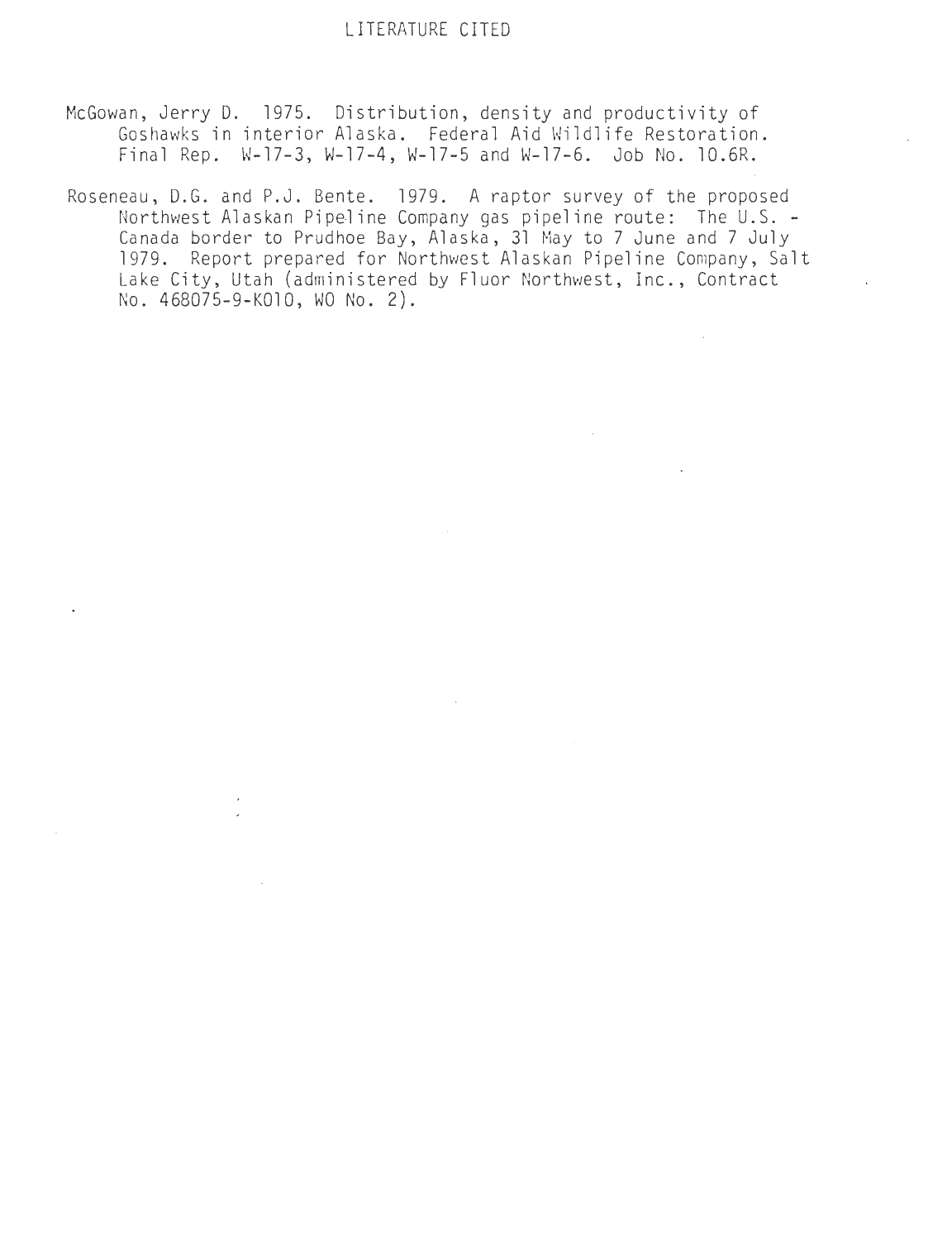# LITERATURE CITED

McGowan, Jerry D. 1975. Distribution, density and productivity of Goshawks in interior Alaska. Federal Aid Wildlife Restoration. Final Rep. W-17-3, W-17-4, W-17-5 and W-17-6. Job No. 10.6R.

Roseneau, D.G. and P.J. Bente. 1979. A raptor survey of the proposed Northwest Alaskan Pipeline Company gas pipeline route: The U.S. - Canada border to Prudhoe Bay, Alaska, 31 May to 7 June and 7 July 1979. Report prepared for Northwest Alaskan Pipeline Company, Salt Lake City, Utah (administered by Fluor Northwest, Inc., Contract No. 468075-9-K010, WO No. 2).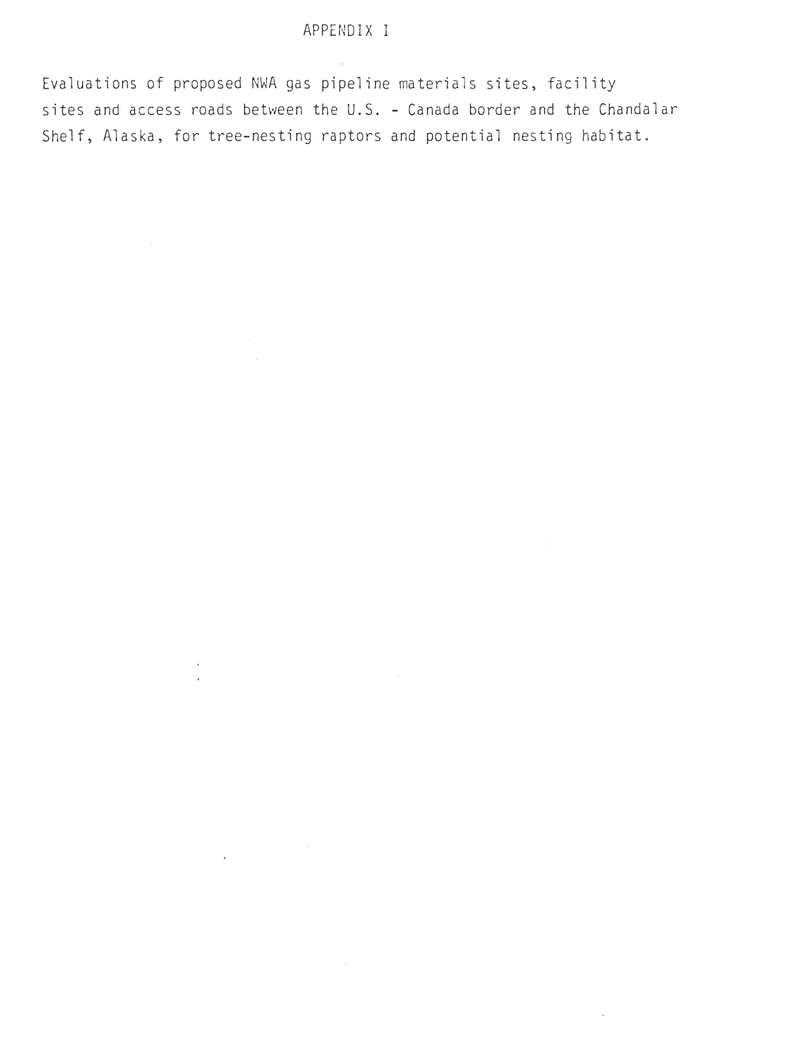# APPENDIX I

Evaluations of proposed NWA gas pipeline materials sites, facility sites and access roads between the U.S. - Canada border and the Chandalar Shelf, Alaska, for tree-nesting raptors and potential nesting habitat.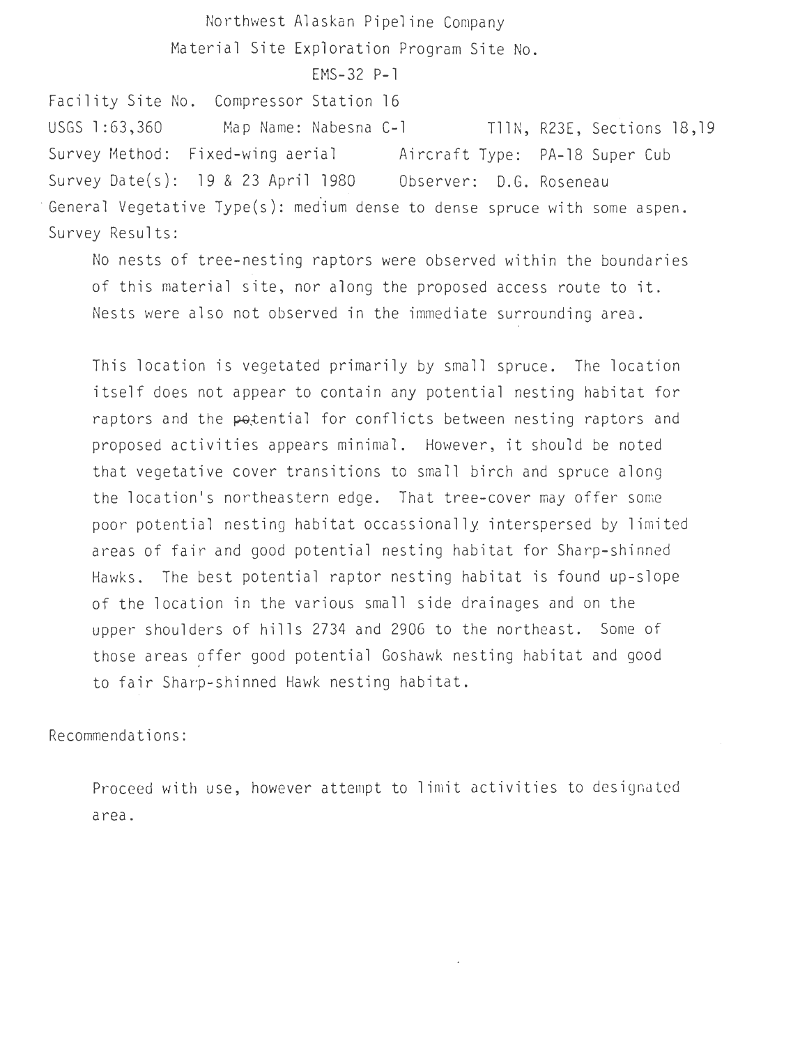Northwest Alaskan Pipeline Company

Material Site Exploration Program Site No.

EMS-32 P-1

Facility Site No. Compressor Station 16

USGS 1:63,360 Map Name: Nabesna C-1 T11N, R23E, Sections 18,19

Survey Method: Fixed-wing aerial Aircraft Type: PA-18 Super Cub

Survey Date(s): 19 & 23 April 1980 Observer: D.G. Roseneau

General Vegetative Type(s): medium dense to dense spruce with some aspen.

Survey Results:

No nests of tree-nesting raptors were observed within the boundaries of this material site, nor along the proposed access route to it. Nests were also not observed in the immediate surrounding area.

This location is vegetated primarily by small spruce. The location itself does not appear to contain any potential nesting habitat for raptors and the potential for conflicts between nesting raptors and proposed activities appears minimal. However, it should be noted that vegetative cover transitions to small birch and spruce along the location's northeastern edge. That tree-cover may offer some poor potential nesting habitat occassionally interspersed by limited areas of fair and good potential nesting habitat for Sharp-shinned Hawks. The best potential raptor nesting habitat is found up-slope of the location in the various small side drainages and on the upper shoulders of hills 2734 and 2906 to the northeast. Some of those areas offer good potential Goshawk nesting habitat and good to fair Sharp-shinned Hawk nesting habitat.

Recommendations:

Proceed with use, however attempt to limit activities to designated area.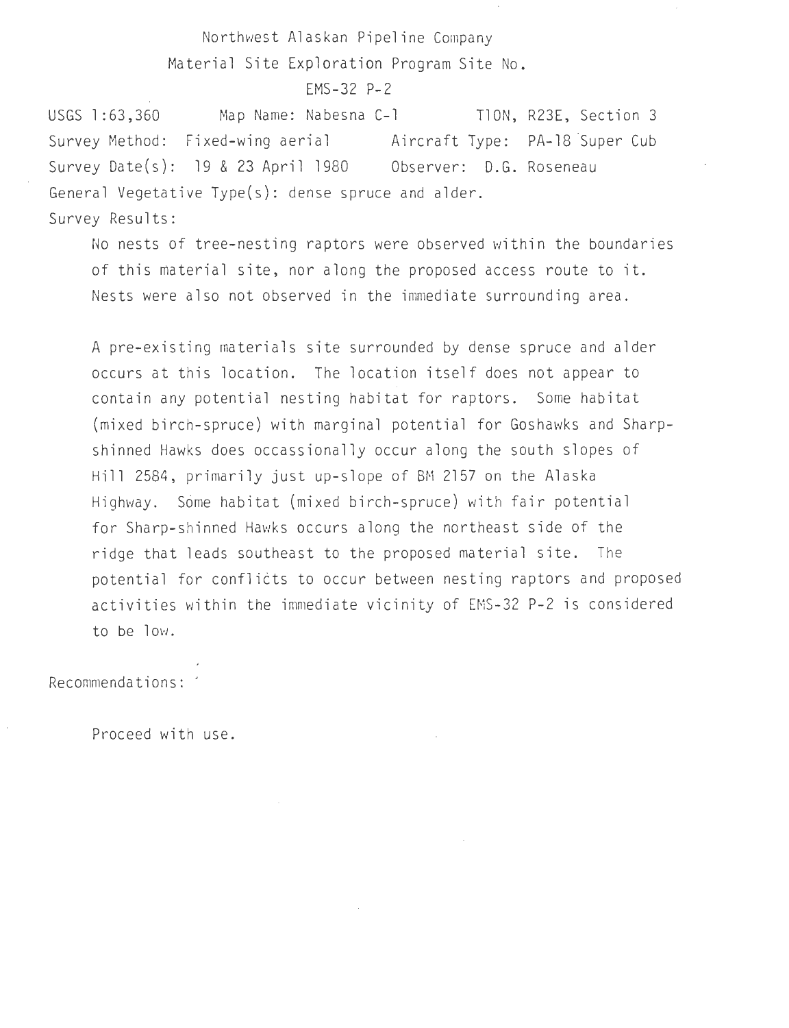Northwest Alaskan Pipeline Company

Material Site Exploration Program Site No.

EMS-32 P-2

USGS 1:63,360 Map Name: Nabesna C-1 T10N, R23E, Section 3

Survey Method: Fixed-wing aerial Aircraft Type: PA-18 Super Cub

Survey Date(s): 19 & 23 April 1980 Observer: D.G. Roseneau

General Vegetative Type(s): dense spruce and alder.

Survey Results:

No nests of tree-nesting raptors were observed within the boundaries of this material site, nor along the proposed access route to it. Nests were also not observed in the immediate surrounding area.

A pre-existing materials site surrounded by dense spruce and alder occurs at this location. The location itself does not appear to contain any potential nesting habitat for raptors. Some habitat (mixed birch-spruce) with marginal potential for Goshawks and Sharp-shinned Hawks does occassionally occur along the south slopes of Hill 2584, primarily just up-slope of BM 2157 on the Alaska Highway. Some habitat (mixed birch-spruce) with fair potential for Sharp-shinned Hawks occurs along the northeast side of the ridge that leads southeast to the proposed material site. The potential for conflicts to occur between nesting raptors and proposed activities within the immediate vicinity of EMS-32 P-2 is considered to be low.

Recommendations:

Proceed with use.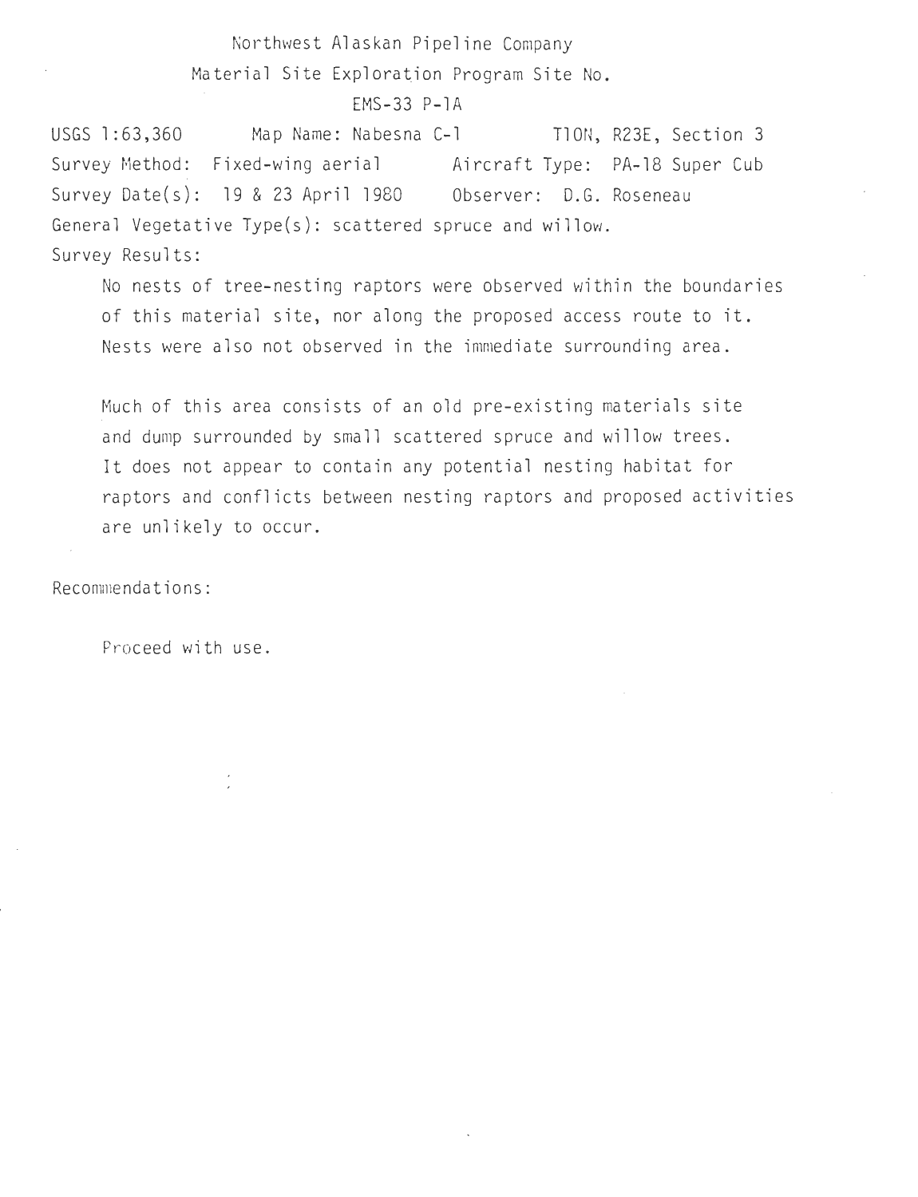Northwest Alaskan Pipeline Company

Material Site Exploration Program Site No.

EMS-33 P-1A

USGS 1:63,360 Map Name: Nabesna C-1 T10N, R23E, Section 3

Survey Method: Fixed-wing aerial Aircraft Type: PA-18 Super Cub

Survey Date(s): 19 & 23 April 1980 Observer: D.G. Roseneau

General Vegetative Type(s): scattered spruce and willow.

Survey Results:

No nests of tree-nesting raptors were observed within the boundaries of this material site, nor along the proposed access route to it. Nests were also not observed in the immediate surrounding area.

Much of this area consists of an old pre-existing materials site and dump surrounded by small scattered spruce and willow trees. It does not appear to contain any potential nesting habitat for raptors and conflicts between nesting raptors and proposed activities are unlikely to occur.

Recommendations:

Proceed with use.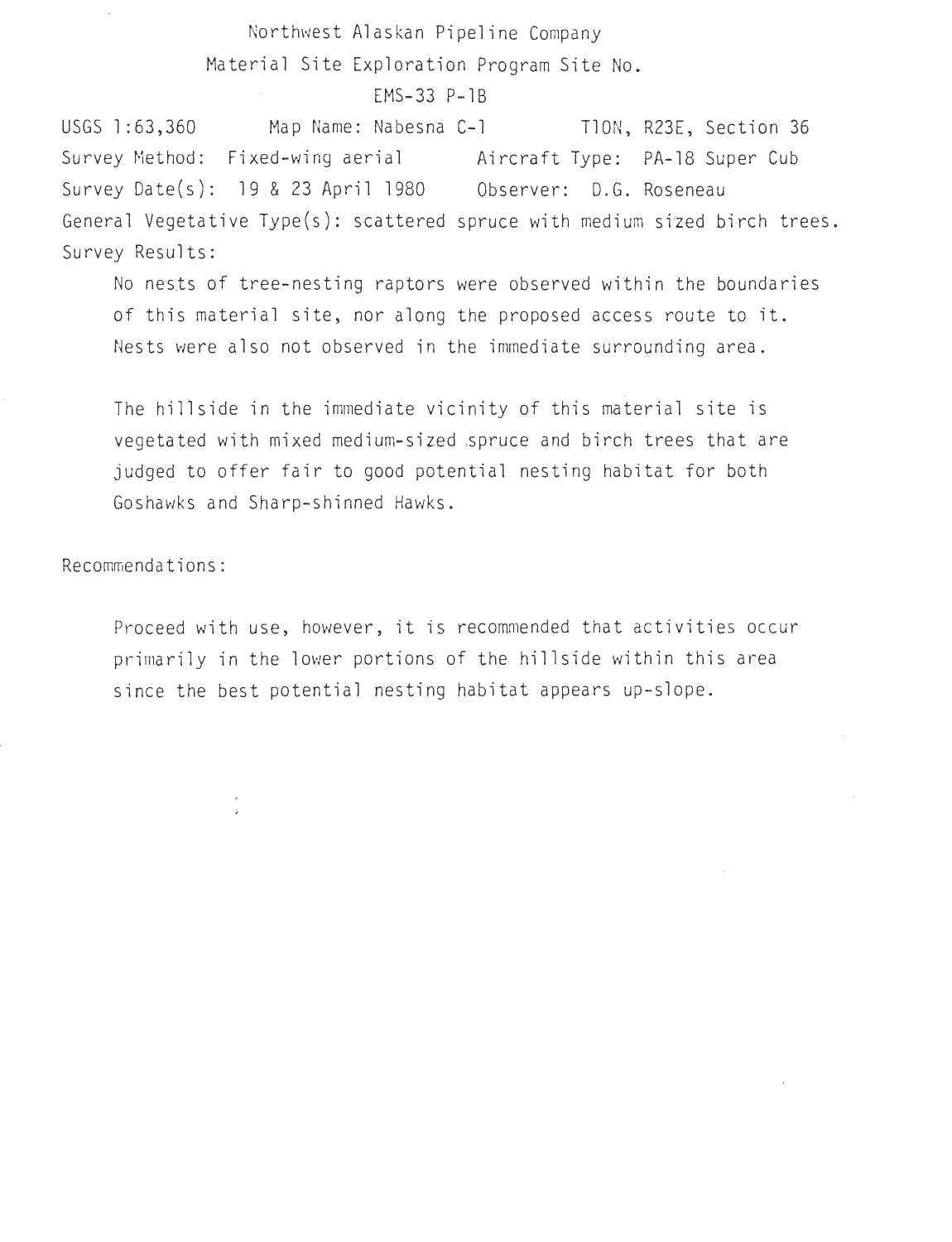Northwest Alaskan Pipeline Company

Material Site Exploration Program Site No.

EMS-33 P-1B

USGS 1:63,360 Map Name: Nabesna C-1 T10N, R23E, Section 36

Survey Method: Fixed-wing aerial Aircraft Type: PA-18 Super Cub

Survey Date(s): 19 & 23 April 1980 Observer: D.G. Roseneau

General Vegetative Type(s): scattered spruce with medium sized birch trees.

Survey Results:

No nests of tree-nesting raptors were observed within the boundaries of this material site, nor along the proposed access route to it. Nests were also not observed in the immediate surrounding area.

The hillside in the immediate vicinity of this material site is vegetated with mixed medium-sized spruce and birch trees that are judged to offer fair to good potential nesting habitat for both Goshawks and Sharp-shinned Hawks.

Recommendations:

Proceed with use, however, it is recommended that activities occur primarily in the lower portions of the hillside within this area since the best potential nesting habitat appears up-slope.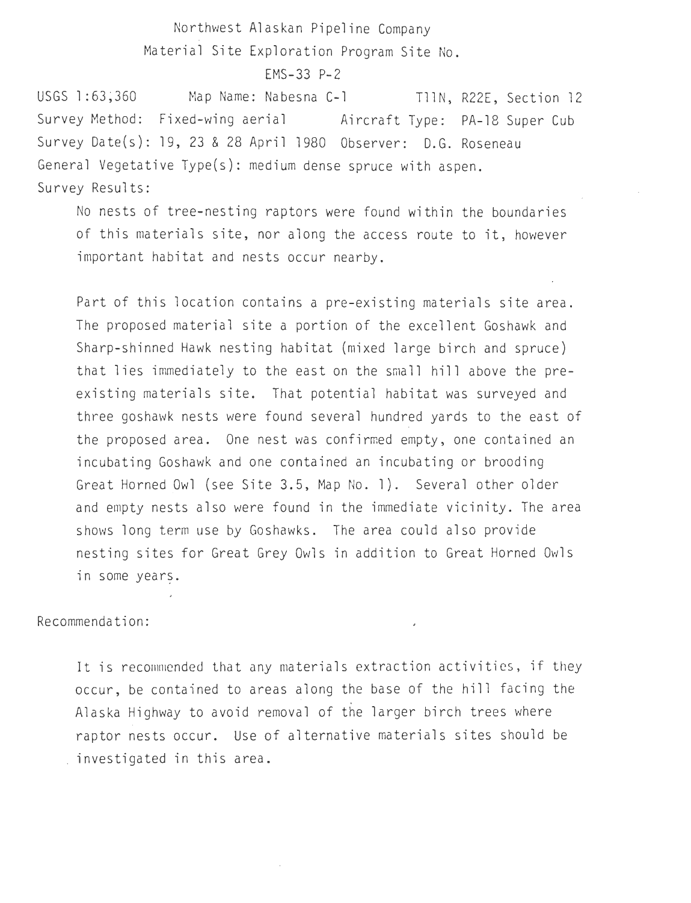Northwest Alaskan Pipeline Company

Material Site Exploration Program Site No.

EMS-33 P-2

USGS 1:63,360 Map Name: Nabesna C-1 T11N, R22E, Section 12

Survey Method: Fixed-wing aerial Aircraft Type: PA-18 Super Cub

Survey Date(s): 19, 23 & 28 April 1980 Observer: D.G. Roseneau

General Vegetative Type(s): medium dense spruce with aspen.

Survey Results:

No nests of tree-nesting raptors were found within the boundaries of this materials site, nor along the access route to it, however important habitat and nests occur nearby.

Part of this location contains a pre-existing materials site area. The proposed material site a portion of the excellent Goshawk and Sharp-shinned Hawk nesting habitat (mixed large birch and spruce) that lies immediately to the east on the small hill above the pre-existing materials site. That potential habitat was surveyed and three goshawk nests were found several hundred yards to the east of the proposed area. One nest was confirmed empty, one contained an incubating Goshawk and one contained an incubating or brooding Great Horned Owl (see Site 3.5, Map No. 1). Several other older and empty nests also were found in the immediate vicinity. The area shows long term use by Goshawks. The area could also provide nesting sites for Great Grey Owls in addition to Great Horned Owls in some years.

Recommendation:

It is recommended that any materials extraction activities, if they occur, be contained to areas along the base of the hill facing the Alaska Highway to avoid removal of the larger birch trees where raptor nests occur. Use of alternative materials sites should be investigated in this area.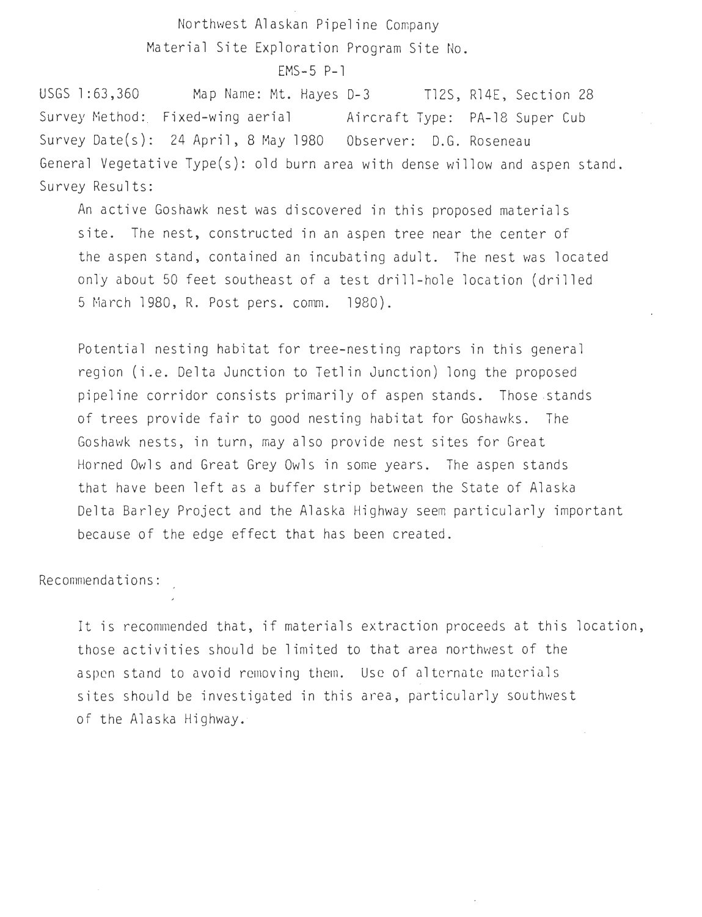Northwest Alaskan Pipeline Company

Material Site Exploration Program Site No.

EMS-5 P-1

USGS 1:63,360 Map Name: Mt. Hayes D-3 T12S, R14E, Section 28

Survey Method: Fixed-wing aerial Aircraft Type: PA-18 Super Cub

Survey Date(s): 24 April, 8 May 1980 Observer: D.G. Roseneau

General Vegetative Type(s): old burn area with dense willow and aspen stand.

Survey Results:

An active Goshawk nest was discovered in this proposed materials site. The nest, constructed in an aspen tree near the center of the aspen stand, contained an incubating adult. The nest was located only about 50 feet southeast of a test drill-hole location (drilled 5 March 1980, R. Post pers. comm. 1980).

Potential nesting habitat for tree-nesting raptors in this general region (i.e. Delta Junction to Tetlin Junction) long the proposed pipeline corridor consists primarily of aspen stands. Those stands of trees provide fair to good nesting habitat for Goshawks. The Goshawk nests, in turn, may also provide nest sites for Great Horned Owls and Great Grey Owls in some years. The aspen stands that have been left as a buffer strip between the State of Alaska Delta Barley Project and the Alaska Highway seem particularly important because of the edge effect that has been created.

Recommendations:

It is recommended that, if materials extraction proceeds at this location, those activities should be limited to that area northwest of the aspen stand to avoid removing them. Use of alternate materials sites should be investigated in this area, particularly southwest of the Alaska Highway.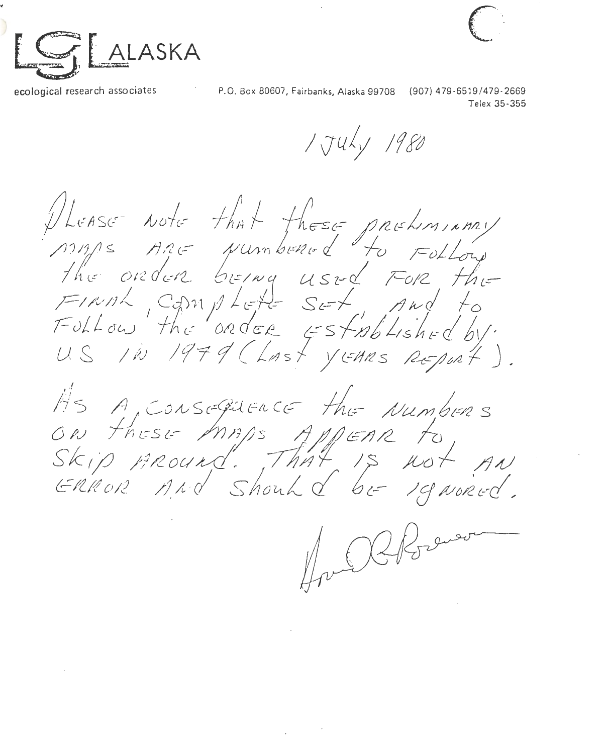LGL ALASKA

ecological research associates

P.O. Box 80607, Fairbanks, Alaska 99708 (907) 479-6519/479-2669
Telex 35-355

1 July 1980

Please note that these preliminary maps are numbered to follow the order being used for the final, complete set, and to follow the order established by US in 1979 (Last years Report).

As a consequence the numbers on these maps appear to skip around. That is not an error and should be ignored.